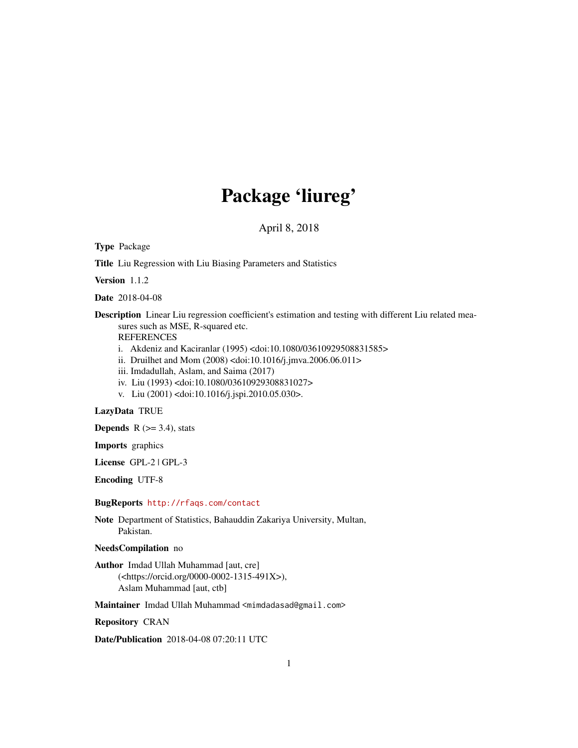# Package 'liureg'

April 8, 2018

**Type** Package

**Title** Liu Regression with Liu Biasing Parameters and Statistics

**Version** 1.1.2

**Date** 2018-04-08

**Description** Linear Liu regression coefficient's estimation and testing with different Liu related measures such as MSE, R-squared etc.
REFERENCES
i. Akdeniz and Kaciranlar (1995) <doi:10.1080/03610929508831585>
ii. Druilhet and Mom (2008) <doi:10.1016/j.jmva.2006.06.011>
iii. Imdadullah, Aslam, and Saima (2017)
iv. Liu (1993) <doi:10.1080/03610929308831027>
v. Liu (2001) <doi:10.1016/j.jspi.2010.05.030>.

**LazyData** TRUE

**Depends** R (>= 3.4), stats

**Imports** graphics

**License** GPL-2 | GPL-3

**Encoding** UTF-8

**BugReports** http://rfaqs.com/contact

**Note** Department of Statistics, Bahauddin Zakariya University, Multan, Pakistan.

**NeedsCompilation** no

**Author** Imdad Ullah Muhammad [aut, cre] (<https://orcid.org/0000-0002-1315-491X>), Aslam Muhammad [aut, ctb]

**Maintainer** Imdad Ullah Muhammad <mimdadasad@gmail.com>

**Repository** CRAN

**Date/Publication** 2018-04-08 07:20:11 UTC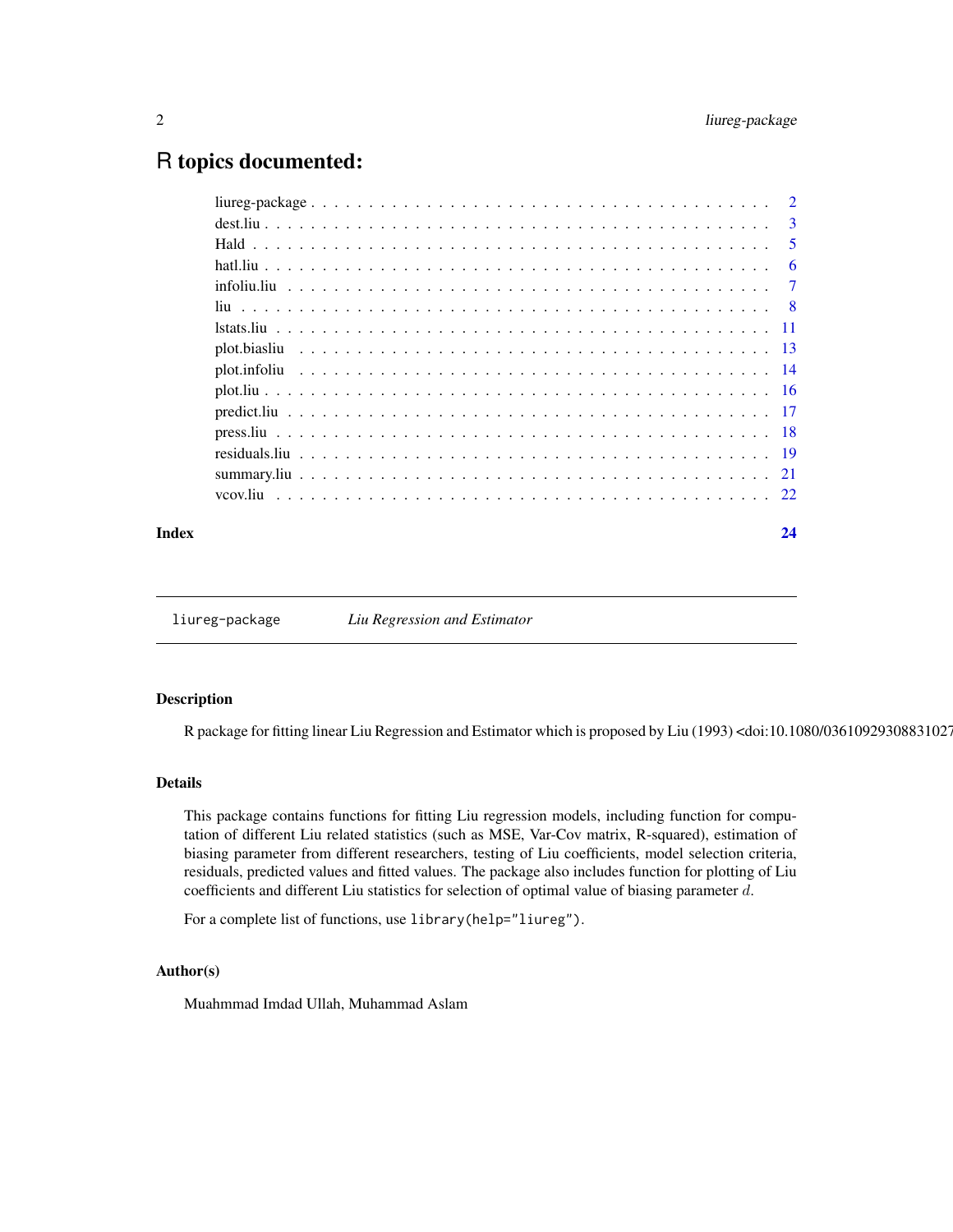# R topics documented:

| | |
|---|---|
| liureg-package | 2 |
| dest.liu | 3 |
| Hald | 5 |
| hatl.liu | 6 |
| infoliu.liu | 7 |
| liu | 8 |
| lstats.liu | 11 |
| plot.biasliu | 13 |
| plot.infoliu | 14 |
| plot.liu | 16 |
| predict.liu | 17 |
| press.liu | 18 |
| residuals.liu | 19 |
| summary.liu | 21 |
| vcov.liu | 22 |

**Index** 24

---

`liureg-package` *Liu Regression and Estimator*

---

### Description

R package for fitting linear Liu Regression and Estimator which is proposed by Liu (1993) <doi:10.1080/03610929308831027

### Details

This package contains functions for fitting Liu regression models, including function for computation of different Liu related statistics (such as MSE, Var-Cov matrix, R-squared), estimation of biasing parameter from different researchers, testing of Liu coefficients, model selection criteria, residuals, predicted values and fitted values. The package also includes function for plotting of Liu coefficients and different Liu statistics for selection of optimal value of biasing parameter $d$.

For a complete list of functions, use `library(help="liureg")`.

### Author(s)

Muahmmad Imdad Ullah, Muhammad Aslam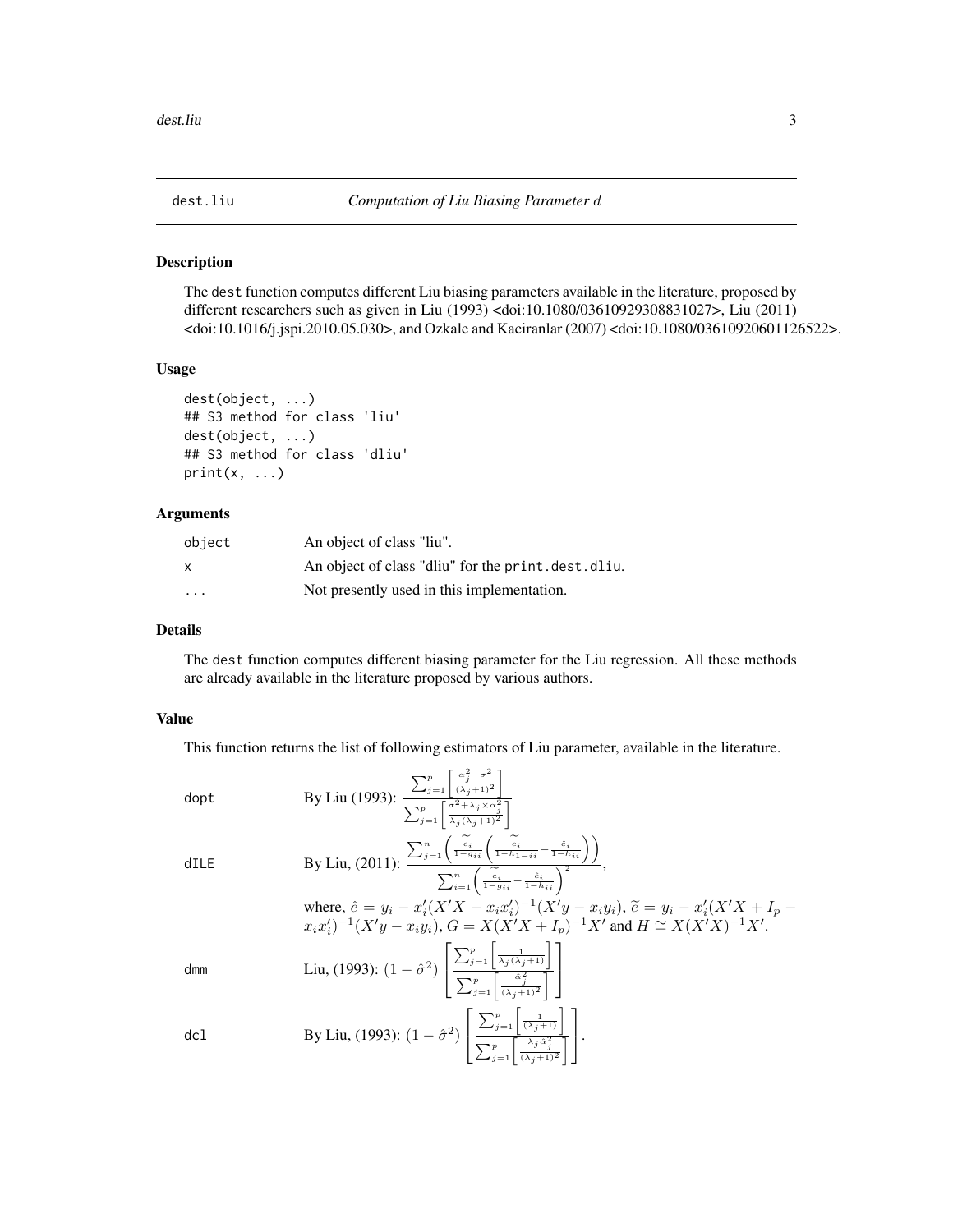# dest.liu — *Computation of Liu Biasing Parameter $d$*

## Description

The dest function computes different Liu biasing parameters available in the literature, proposed by different researchers such as given in Liu (1993) <doi:10.1080/03610929308831027>, Liu (2011) <doi:10.1016/j.jspi.2010.05.030>, and Ozkale and Kaciranlar (2007) <doi:10.1080/03610920601126522>.

## Usage

```
dest(object, ...)
## S3 method for class 'liu'
dest(object, ...)
## S3 method for class 'dliu'
print(x, ...)
```

## Arguments

| | |
|---|---|
| object | An object of class "liu". |
| x | An object of class "dliu" for the print.dest.dliu. |
| ... | Not presently used in this implementation. |

## Details

The dest function computes different biasing parameter for the Liu regression. All these methods are already available in the literature proposed by various authors.

## Value

This function returns the list of following estimators of Liu parameter, available in the literature.

dopt — By Liu (1993): $\dfrac{\sum_{j=1}^{p}\left[\frac{\alpha_j^2-\sigma^2}{(\lambda_j+1)^2}\right]}{\sum_{j=1}^{p}\left[\frac{\sigma^2+\lambda_j\times\alpha_j^2}{\lambda_j(\lambda_j+1)^2}\right]}$

dILE — By Liu, (2011): $\dfrac{\sum_{j=1}^{n}\left(\frac{\widetilde{e}_i}{1-g_{ii}}\left(\frac{\widetilde{e}_i}{1-h_{1-ii}}-\frac{\hat{e}_i}{1-h_{ii}}\right)\right)}{\sum_{i=1}^{n}\left(\frac{\widetilde{e}_i}{1-g_{ii}}-\frac{\hat{e}_i}{1-h_{ii}}\right)^2}$,

where, $\hat{e}=y_i-x_i'(X'X-x_ix_i')^{-1}(X'y-x_iy_i)$, $\widetilde{e}=y_i-x_i'(X'X+I_p-x_ix_i')^{-1}(X'y-x_iy_i)$, $G=X(X'X+I_p)^{-1}X'$ and $H\cong X(X'X)^{-1}X'$.

dmm — Liu, (1993): $(1-\hat{\sigma}^2)\left[\dfrac{\sum_{j=1}^{p}\left[\frac{1}{\lambda_j(\lambda_j+1)}\right]}{\sum_{j=1}^{p}\left[\frac{\hat{\alpha}_j^2}{(\lambda_j+1)^2}\right]}\right]$

dcl — By Liu, (1993): $(1-\hat{\sigma}^2)\left[\dfrac{\sum_{j=1}^{p}\left[\frac{1}{(\lambda_j+1)}\right]}{\sum_{j=1}^{p}\left[\frac{\lambda_j\hat{\alpha}_j^2}{(\lambda_j+1)^2}\right]}\right]$.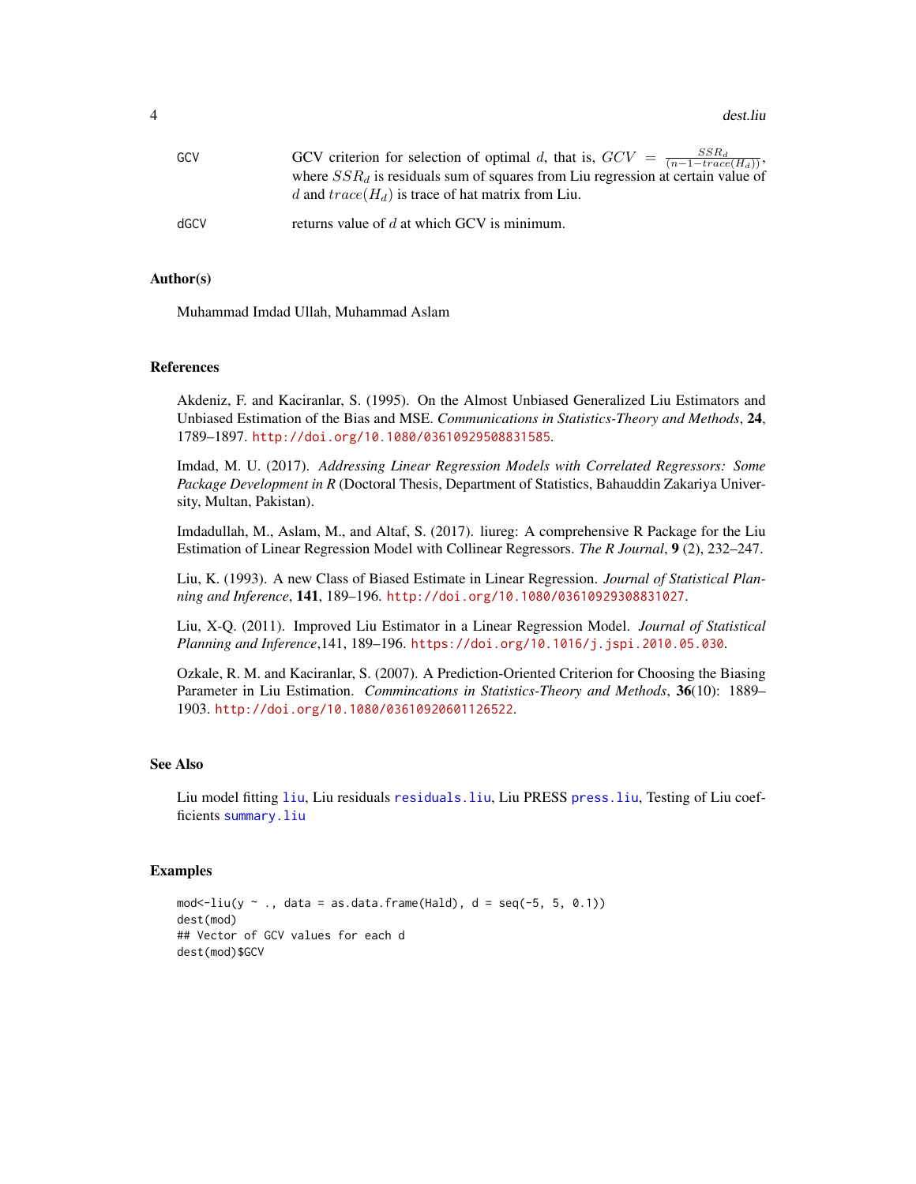GCV GCV criterion for selection of optimal $d$, that is, $GCV = \frac{SSR_d}{(n-1-trace(H_d))}$, where $SSR_d$ is residuals sum of squares from Liu regression at certain value of $d$ and $trace(H_d)$ is trace of hat matrix from Liu.

dGCV returns value of $d$ at which GCV is minimum.

## Author(s)

Muhammad Imdad Ullah, Muhammad Aslam

## References

Akdeniz, F. and Kaciranlar, S. (1995). On the Almost Unbiased Generalized Liu Estimators and Unbiased Estimation of the Bias and MSE. *Communications in Statistics-Theory and Methods*, **24**, 1789–1897. http://doi.org/10.1080/03610929508831585.

Imdad, M. U. (2017). *Addressing Linear Regression Models with Correlated Regressors: Some Package Development in R* (Doctoral Thesis, Department of Statistics, Bahauddin Zakariya University, Multan, Pakistan).

Imdadullah, M., Aslam, M., and Altaf, S. (2017). liureg: A comprehensive R Package for the Liu Estimation of Linear Regression Model with Collinear Regressors. *The R Journal*, **9** (2), 232–247.

Liu, K. (1993). A new Class of Biased Estimate in Linear Regression. *Journal of Statistical Planning and Inference*, **141**, 189–196. http://doi.org/10.1080/03610929308831027.

Liu, X-Q. (2011). Improved Liu Estimator in a Linear Regression Model. *Journal of Statistical Planning and Inference*,141, 189–196. https://doi.org/10.1016/j.jspi.2010.05.030.

Ozkale, R. M. and Kaciranlar, S. (2007). A Prediction-Oriented Criterion for Choosing the Biasing Parameter in Liu Estimation. *Commincations in Statistics-Theory and Methods*, **36**(10): 1889–1903. http://doi.org/10.1080/03610920601126522.

## See Also

Liu model fitting `liu`, Liu residuals `residuals.liu`, Liu PRESS `press.liu`, Testing of Liu coefficients `summary.liu`

## Examples

```
mod<-liu(y ~ ., data = as.data.frame(Hald), d = seq(-5, 5, 0.1))
dest(mod)
## Vector of GCV values for each d
dest(mod)$GCV
```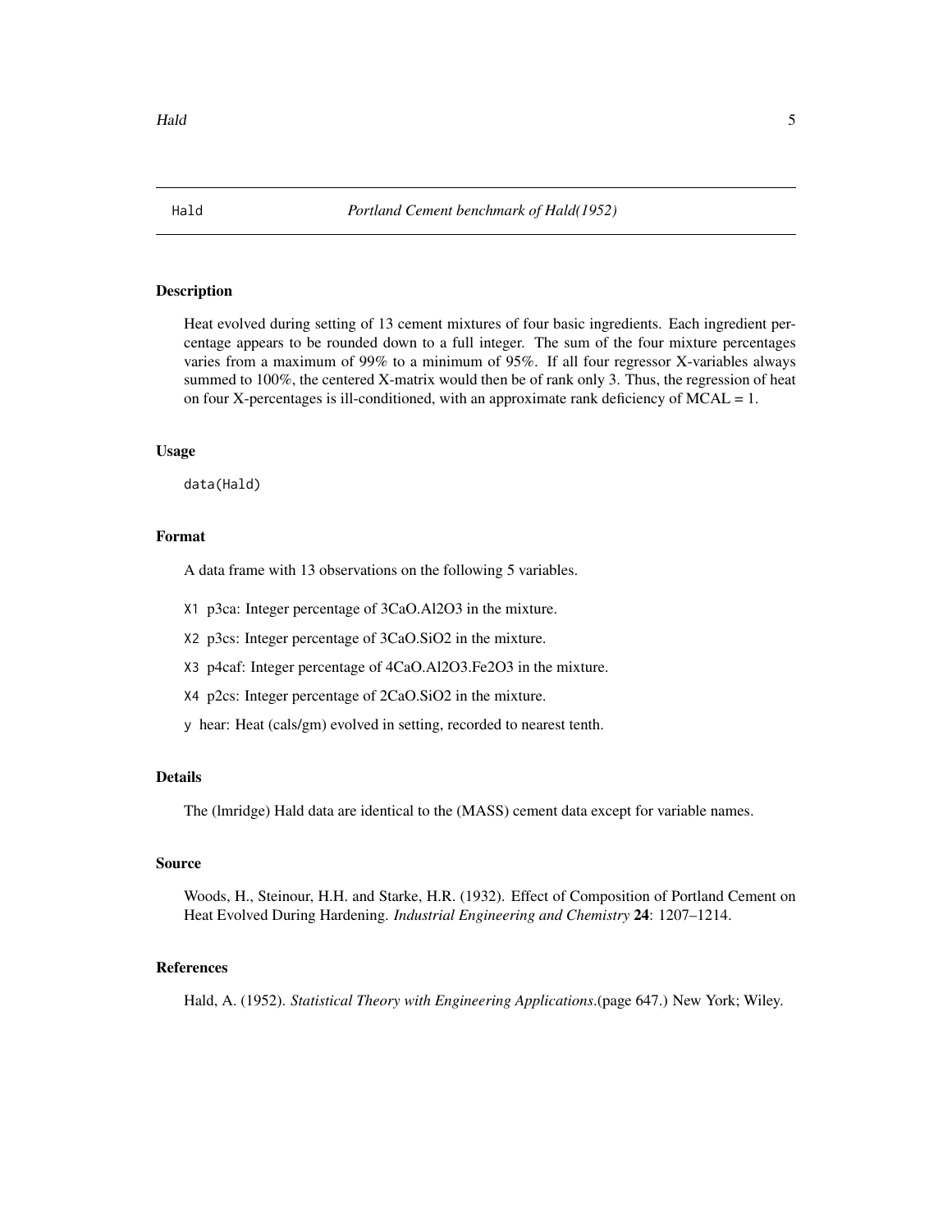Hald *Portland Cement benchmark of Hald(1952)*

### Description

Heat evolved during setting of 13 cement mixtures of four basic ingredients. Each ingredient percentage appears to be rounded down to a full integer. The sum of the four mixture percentages varies from a maximum of 99% to a minimum of 95%. If all four regressor X-variables always summed to 100%, the centered X-matrix would then be of rank only 3. Thus, the regression of heat on four X-percentages is ill-conditioned, with an approximate rank deficiency of MCAL = 1.

### Usage

```
data(Hald)
```

### Format

A data frame with 13 observations on the following 5 variables.

- `X1` p3ca: Integer percentage of 3CaO.Al2O3 in the mixture.
- `X2` p3cs: Integer percentage of 3CaO.SiO2 in the mixture.
- `X3` p4caf: Integer percentage of 4CaO.Al2O3.Fe2O3 in the mixture.
- `X4` p2cs: Integer percentage of 2CaO.SiO2 in the mixture.
- `y` hear: Heat (cals/gm) evolved in setting, recorded to nearest tenth.

### Details

The (lmridge) Hald data are identical to the (MASS) cement data except for variable names.

### Source

Woods, H., Steinour, H.H. and Starke, H.R. (1932). Effect of Composition of Portland Cement on Heat Evolved During Hardening. *Industrial Engineering and Chemistry* **24**: 1207–1214.

### References

Hald, A. (1952). *Statistical Theory with Engineering Applications*.(page 647.) New York; Wiley.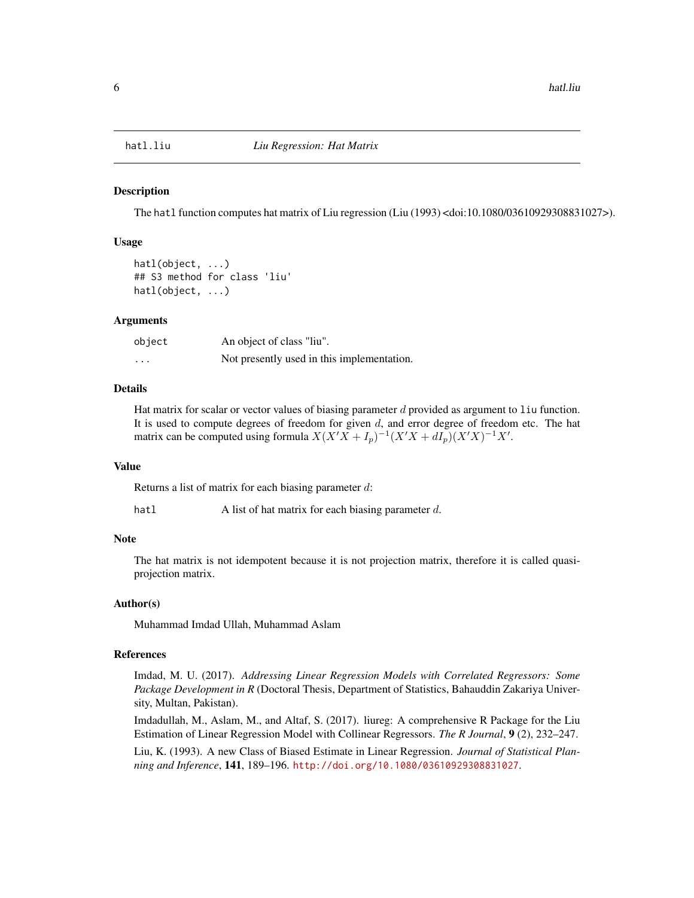# hatl.liu — *Liu Regression: Hat Matrix*

## Description

The `hatl` function computes hat matrix of Liu regression (Liu (1993) <doi:10.1080/03610929308831027>).

## Usage

```
hatl(object, ...)
## S3 method for class 'liu'
hatl(object, ...)
```

## Arguments

| | |
|---|---|
| `object` | An object of class "liu". |
| `...` | Not presently used in this implementation. |

## Details

Hat matrix for scalar or vector values of biasing parameter $d$ provided as argument to `liu` function. It is used to compute degrees of freedom for given $d$, and error degree of freedom etc. The hat matrix can be computed using formula $X(X'X + I_p)^{-1}(X'X + dI_p)(X'X)^{-1}X'$.

## Value

Returns a list of matrix for each biasing parameter $d$:

| | |
|---|---|
| `hatl` | A list of hat matrix for each biasing parameter $d$. |

## Note

The hat matrix is not idempotent because it is not projection matrix, therefore it is called quasi-projection matrix.

## Author(s)

Muhammad Imdad Ullah, Muhammad Aslam

## References

Imdad, M. U. (2017). *Addressing Linear Regression Models with Correlated Regressors: Some Package Development in R* (Doctoral Thesis, Department of Statistics, Bahauddin Zakariya University, Multan, Pakistan).

Imdadullah, M., Aslam, M., and Altaf, S. (2017). liureg: A comprehensive R Package for the Liu Estimation of Linear Regression Model with Collinear Regressors. *The R Journal*, **9** (2), 232–247.

Liu, K. (1993). A new Class of Biased Estimate in Linear Regression. *Journal of Statistical Planning and Inference*, **141**, 189–196. http://doi.org/10.1080/03610929308831027.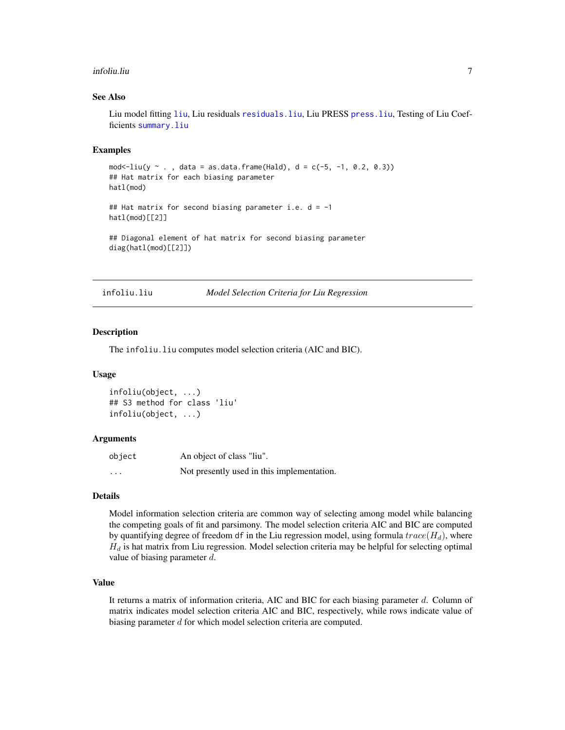## See Also

Liu model fitting liu, Liu residuals residuals.liu, Liu PRESS press.liu, Testing of Liu Coefficients summary.liu

## Examples

```
mod<-liu(y ~ . , data = as.data.frame(Hald), d = c(-5, -1, 0.2, 0.3))
## Hat matrix for each biasing parameter
hatl(mod)

## Hat matrix for second biasing parameter i.e. d = -1
hatl(mod)[[2]]

## Diagonal element of hat matrix for second biasing parameter
diag(hatl(mod)[[2]])
```

---

# infoliu.liu — *Model Selection Criteria for Liu Regression*

---

## Description

The `infoliu.liu` computes model selection criteria (AIC and BIC).

## Usage

```
infoliu(object, ...)
## S3 method for class 'liu'
infoliu(object, ...)
```

## Arguments

| | |
|---|---|
| `object` | An object of class "liu". |
| `...` | Not presently used in this implementation. |

## Details

Model information selection criteria are common way of selecting among model while balancing the competing goals of fit and parsimony. The model selection criteria AIC and BIC are computed by quantifying degree of freedom `df` in the Liu regression model, using formula $trace(H_d)$, where $H_d$ is hat matrix from Liu regression. Model selection criteria may be helpful for selecting optimal value of biasing parameter $d$.

## Value

It returns a matrix of information criteria, AIC and BIC for each biasing parameter $d$. Column of matrix indicates model selection criteria AIC and BIC, respectively, while rows indicate value of biasing parameter $d$ for which model selection criteria are computed.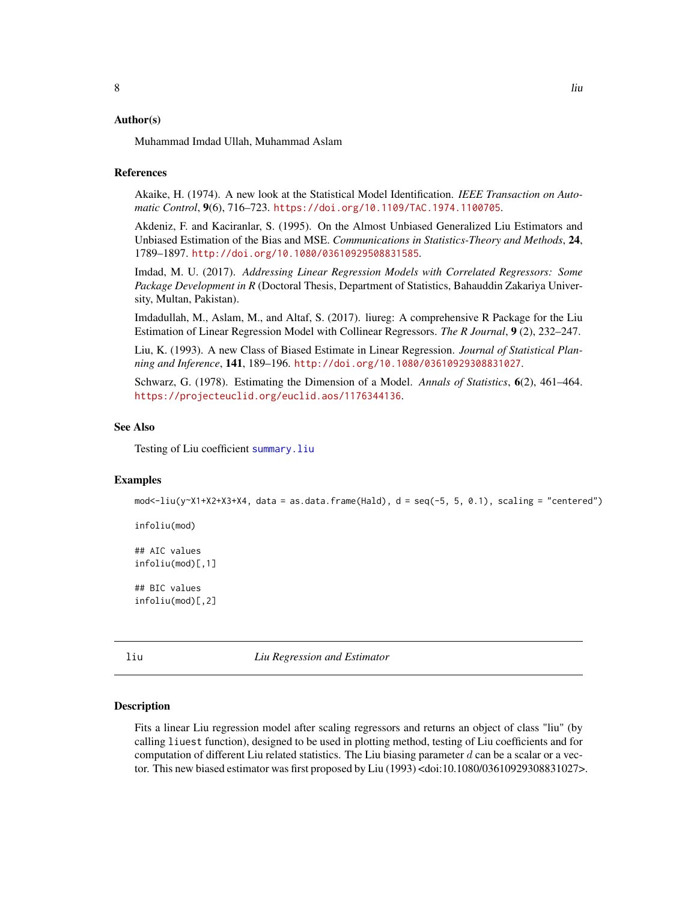### Author(s)

Muhammad Imdad Ullah, Muhammad Aslam

### References

Akaike, H. (1974). A new look at the Statistical Model Identification. *IEEE Transaction on Automatic Control*, **9**(6), 716–723. https://doi.org/10.1109/TAC.1974.1100705.

Akdeniz, F. and Kaciranlar, S. (1995). On the Almost Unbiased Generalized Liu Estimators and Unbiased Estimation of the Bias and MSE. *Communications in Statistics-Theory and Methods*, **24**, 1789–1897. http://doi.org/10.1080/03610929508831585.

Imdad, M. U. (2017). *Addressing Linear Regression Models with Correlated Regressors: Some Package Development in R* (Doctoral Thesis, Department of Statistics, Bahauddin Zakariya University, Multan, Pakistan).

Imdadullah, M., Aslam, M., and Altaf, S. (2017). liureg: A comprehensive R Package for the Liu Estimation of Linear Regression Model with Collinear Regressors. *The R Journal*, **9** (2), 232–247.

Liu, K. (1993). A new Class of Biased Estimate in Linear Regression. *Journal of Statistical Planning and Inference*, **141**, 189–196. http://doi.org/10.1080/03610929308831027.

Schwarz, G. (1978). Estimating the Dimension of a Model. *Annals of Statistics*, **6**(2), 461–464. https://projecteuclid.org/euclid.aos/1176344136.

### See Also

Testing of Liu coefficient `summary.liu`

### Examples

```
mod<-liu(y~X1+X2+X3+X4, data = as.data.frame(Hald), d = seq(-5, 5, 0.1), scaling = "centered")

infoliu(mod)

## AIC values
infoliu(mod)[,1]

## BIC values
infoliu(mod)[,2]
```

---

## liu — *Liu Regression and Estimator*

### Description

Fits a linear Liu regression model after scaling regressors and returns an object of class "liu" (by calling `liuest` function), designed to be used in plotting method, testing of Liu coefficients and for computation of different Liu related statistics. The Liu biasing parameter $d$ can be a scalar or a vector. This new biased estimator was first proposed by Liu (1993) <doi:10.1080/03610929308831027>.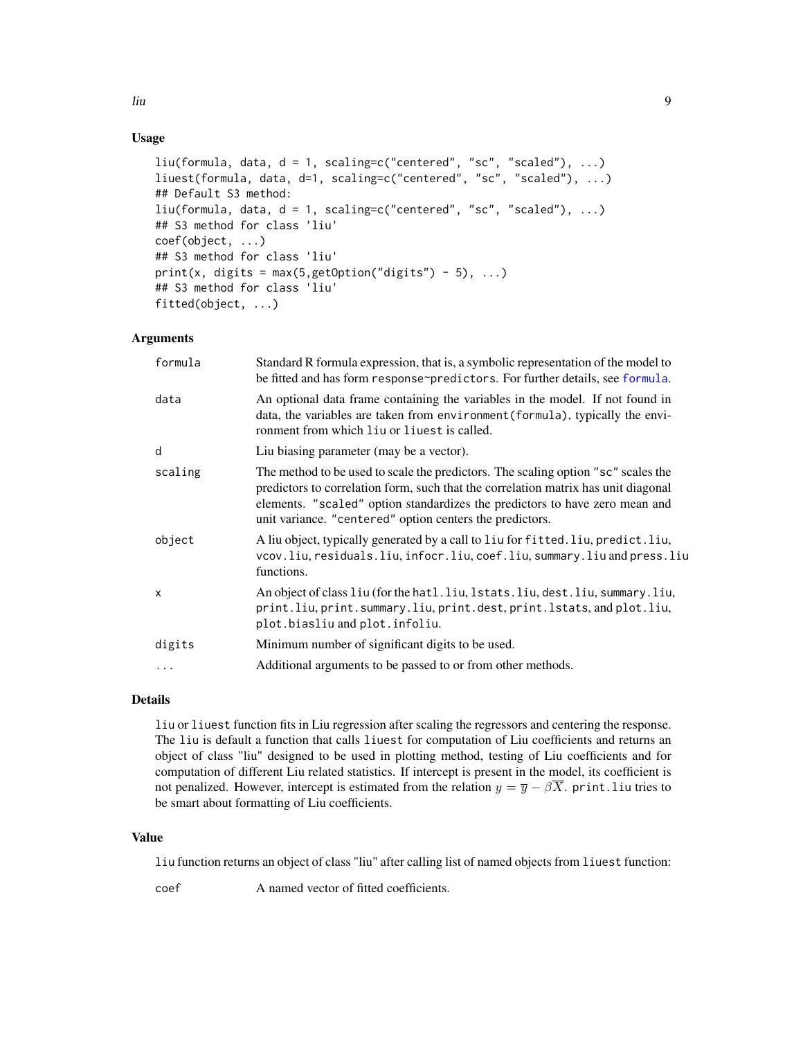## Usage

```
liu(formula, data, d = 1, scaling=c("centered", "sc", "scaled"), ...)
liuest(formula, data, d=1, scaling=c("centered", "sc", "scaled"), ...)
## Default S3 method:
liu(formula, data, d = 1, scaling=c("centered", "sc", "scaled"), ...)
## S3 method for class 'liu'
coef(object, ...)
## S3 method for class 'liu'
print(x, digits = max(5,getOption("digits") - 5), ...)
## S3 method for class 'liu'
fitted(object, ...)
```

## Arguments

| | |
|---|---|
| `formula` | Standard R formula expression, that is, a symbolic representation of the model to be fitted and has form `response~predictors`. For further details, see `formula`. |
| `data` | An optional data frame containing the variables in the model. If not found in data, the variables are taken from `environment(formula)`, typically the environment from which `liu` or `liuest` is called. |
| `d` | Liu biasing parameter (may be a vector). |
| `scaling` | The method to be used to scale the predictors. The scaling option `"sc"` scales the predictors to correlation form, such that the correlation matrix has unit diagonal elements. `"scaled"` option standardizes the predictors to have zero mean and unit variance. `"centered"` option centers the predictors. |
| `object` | A liu object, typically generated by a call to `liu` for `fitted.liu`, `predict.liu`, `vcov.liu`, `residuals.liu`, `infocr.liu`, `coef.liu`, `summary.liu` and `press.liu` functions. |
| `x` | An object of class `liu` (for the `hatl.liu`, `lstats.liu`, `dest.liu`, `summary.liu`, `print.liu`, `print.summary.liu`, `print.dest`, `print.lstats`, and `plot.liu`, `plot.biasliu` and `plot.infoliu`. |
| `digits` | Minimum number of significant digits to be used. |
| `...` | Additional arguments to be passed to or from other methods. |

## Details

`liu` or `liuest` function fits in Liu regression after scaling the regressors and centering the response. The `liu` is default a function that calls `liuest` for computation of Liu coefficients and returns an object of class "liu" designed to be used in plotting method, testing of Liu coefficients and for computation of different Liu related statistics. If intercept is present in the model, its coefficient is not penalized. However, intercept is estimated from the relation $y = \overline{y} - \beta\overline{X}$. `print.liu` tries to be smart about formatting of Liu coefficients.

## Value

`liu` function returns an object of class "liu" after calling list of named objects from `liuest` function:

| | |
|---|---|
| `coef` | A named vector of fitted coefficients. |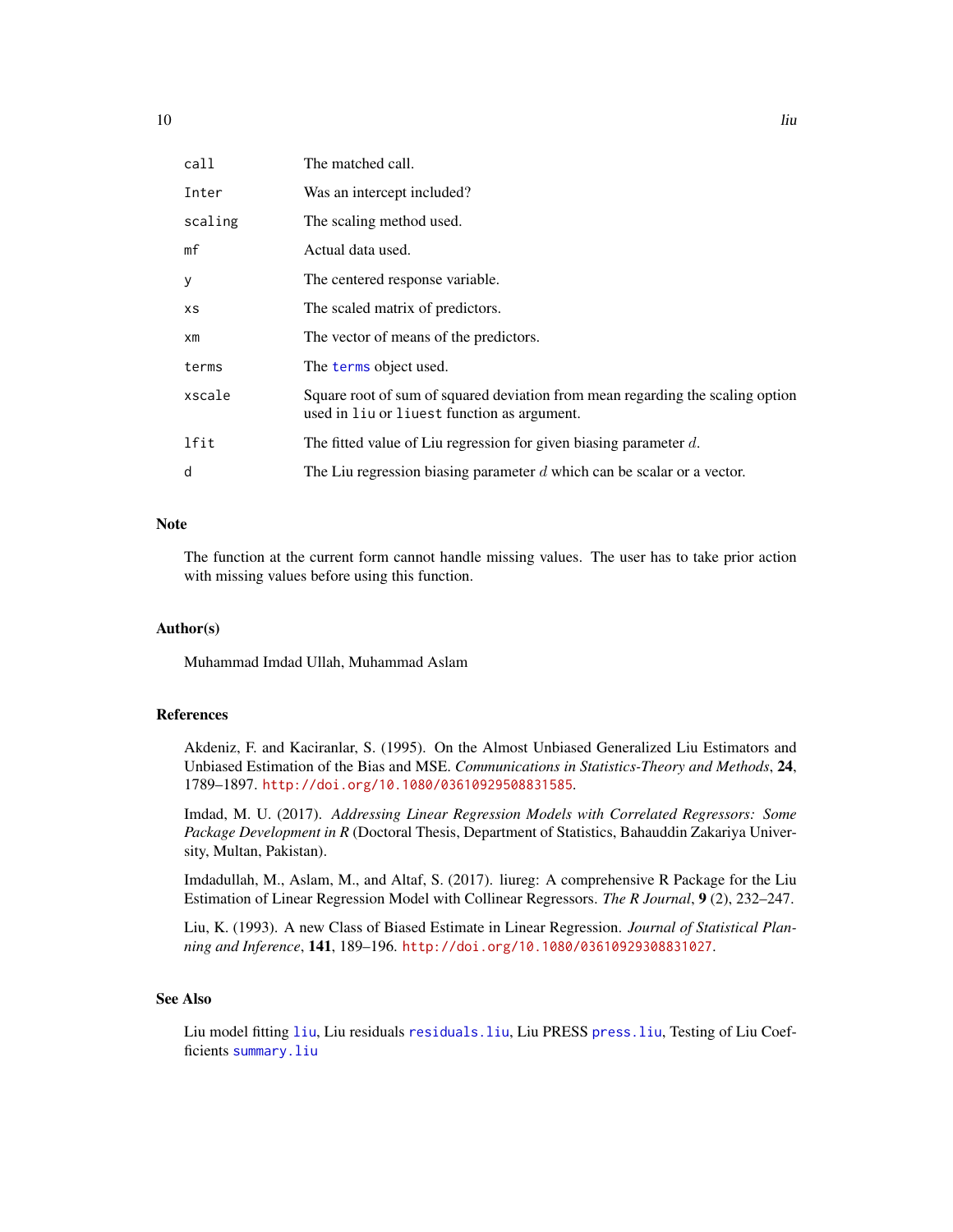| | |
|---|---|
| `call` | The matched call. |
| `Inter` | Was an intercept included? |
| `scaling` | The scaling method used. |
| `mf` | Actual data used. |
| `y` | The centered response variable. |
| `xs` | The scaled matrix of predictors. |
| `xm` | The vector of means of the predictors. |
| `terms` | The `terms` object used. |
| `xscale` | Square root of sum of squared deviation from mean regarding the scaling option used in `liu` or `liuest` function as argument. |
| `lfit` | The fitted value of Liu regression for given biasing parameter $d$. |
| `d` | The Liu regression biasing parameter $d$ which can be scalar or a vector. |

## Note

The function at the current form cannot handle missing values. The user has to take prior action with missing values before using this function.

## Author(s)

Muhammad Imdad Ullah, Muhammad Aslam

## References

Akdeniz, F. and Kaciranlar, S. (1995). On the Almost Unbiased Generalized Liu Estimators and Unbiased Estimation of the Bias and MSE. *Communications in Statistics-Theory and Methods*, **24**, 1789–1897. http://doi.org/10.1080/03610929508831585.

Imdad, M. U. (2017). *Addressing Linear Regression Models with Correlated Regressors: Some Package Development in R* (Doctoral Thesis, Department of Statistics, Bahauddin Zakariya University, Multan, Pakistan).

Imdadullah, M., Aslam, M., and Altaf, S. (2017). liureg: A comprehensive R Package for the Liu Estimation of Linear Regression Model with Collinear Regressors. *The R Journal*, **9** (2), 232–247.

Liu, K. (1993). A new Class of Biased Estimate in Linear Regression. *Journal of Statistical Planning and Inference*, **141**, 189–196. http://doi.org/10.1080/03610929308831027.

## See Also

Liu model fitting `liu`, Liu residuals `residuals.liu`, Liu PRESS `press.liu`, Testing of Liu Coefficients `summary.liu`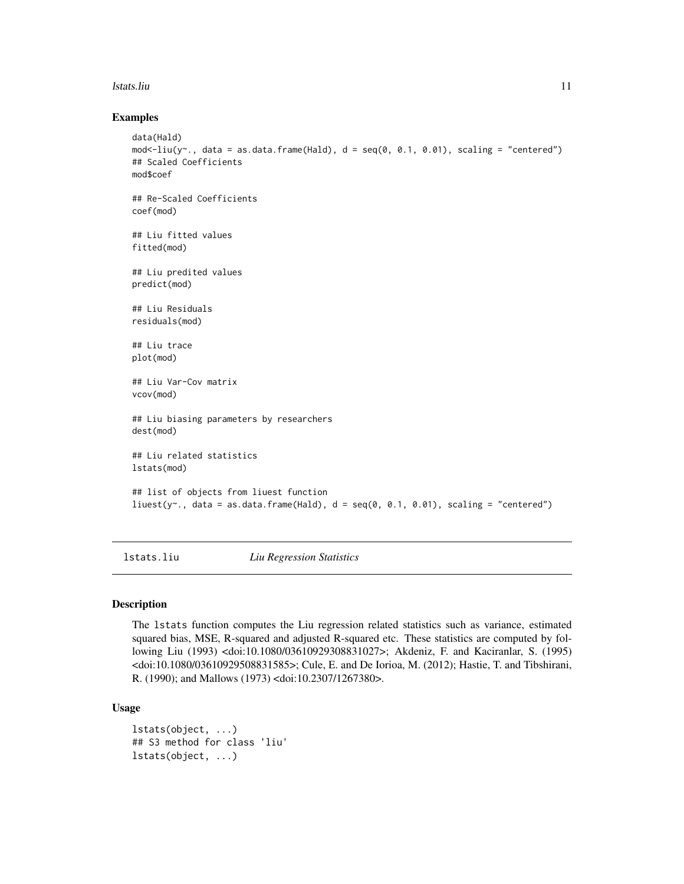## Examples

```
data(Hald)
mod<-liu(y~., data = as.data.frame(Hald), d = seq(0, 0.1, 0.01), scaling = "centered")
## Scaled Coefficients
mod$coef

## Re-Scaled Coefficients
coef(mod)

## Liu fitted values
fitted(mod)

## Liu predited values
predict(mod)

## Liu Residuals
residuals(mod)

## Liu trace
plot(mod)

## Liu Var-Cov matrix
vcov(mod)

## Liu biasing parameters by researchers
dest(mod)

## Liu related statistics
lstats(mod)

## list of objects from liuest function
liuest(y~., data = as.data.frame(Hald), d = seq(0, 0.1, 0.01), scaling = "centered")
```

---

`lstats.liu` *Liu Regression Statistics*

---

## Description

The `lstats` function computes the Liu regression related statistics such as variance, estimated squared bias, MSE, R-squared and adjusted R-squared etc. These statistics are computed by following Liu (1993) <doi:10.1080/03610929308831027>; Akdeniz, F. and Kaciranlar, S. (1995) <doi:10.1080/03610929508831585>; Cule, E. and De Iorioa, M. (2012); Hastie, T. and Tibshirani, R. (1990); and Mallows (1973) <doi:10.2307/1267380>.

## Usage

```
lstats(object, ...)
## S3 method for class 'liu'
lstats(object, ...)
```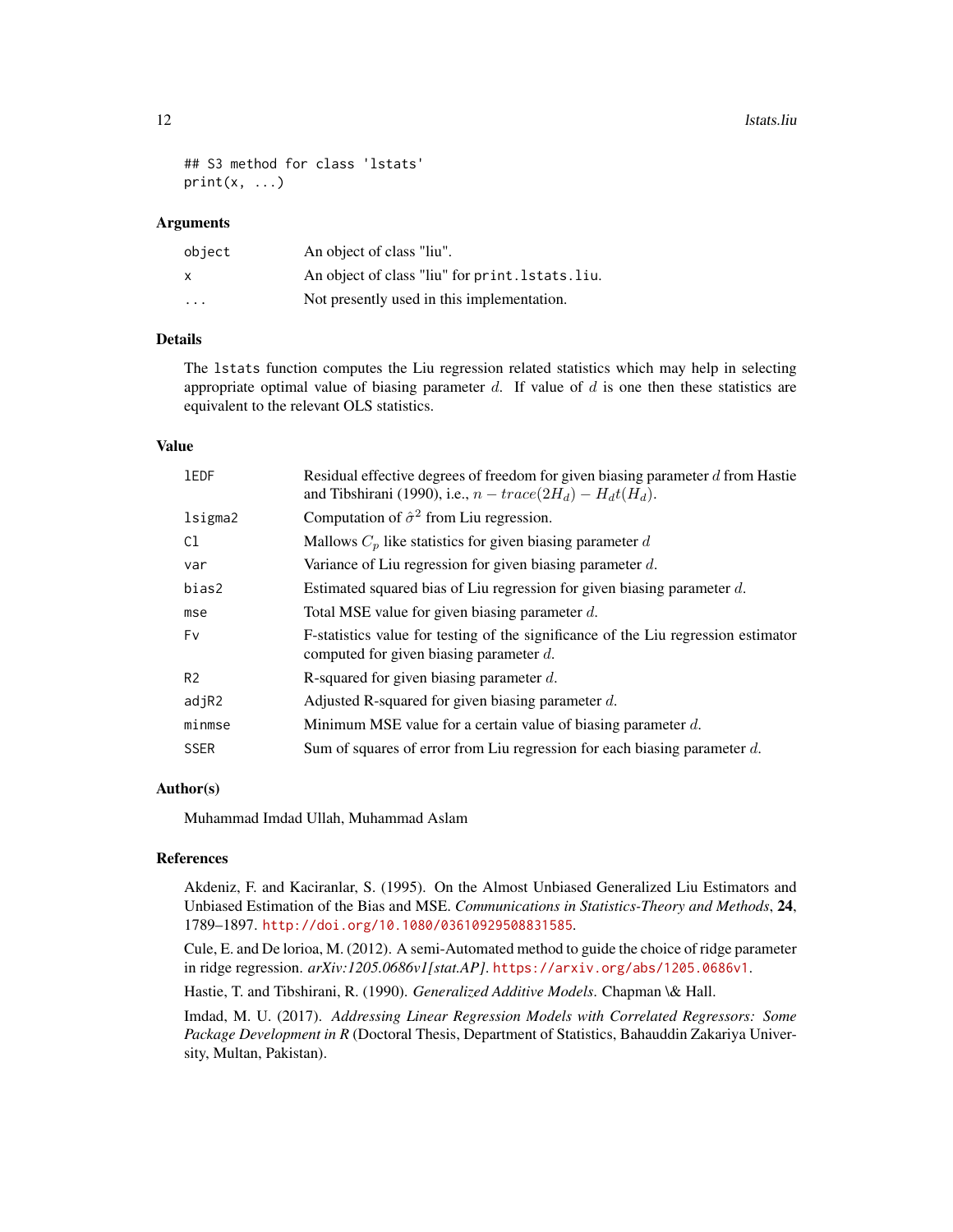```
## S3 method for class 'lstats'
print(x, ...)
```

### Arguments

| | |
|---|---|
| `object` | An object of class "liu". |
| `x` | An object of class "liu" for `print.lstats.liu`. |
| `...` | Not presently used in this implementation. |

### Details

The `lstats` function computes the Liu regression related statistics which may help in selecting appropriate optimal value of biasing parameter $d$. If value of $d$ is one then these statistics are equivalent to the relevant OLS statistics.

### Value

| | |
|---|---|
| `lEDF` | Residual effective degrees of freedom for given biasing parameter $d$ from Hastie and Tibshirani (1990), i.e., $n - trace(2H_d) - H_d t(H_d)$. |
| `lsigma2` | Computation of $\hat{\sigma}^2$ from Liu regression. |
| `Cl` | Mallows $C_p$ like statistics for given biasing parameter $d$ |
| `var` | Variance of Liu regression for given biasing parameter $d$. |
| `bias2` | Estimated squared bias of Liu regression for given biasing parameter $d$. |
| `mse` | Total MSE value for given biasing parameter $d$. |
| `Fv` | F-statistics value for testing of the significance of the Liu regression estimator computed for given biasing parameter $d$. |
| `R2` | R-squared for given biasing parameter $d$. |
| `adjR2` | Adjusted R-squared for given biasing parameter $d$. |
| `minmse` | Minimum MSE value for a certain value of biasing parameter $d$. |
| `SSER` | Sum of squares of error from Liu regression for each biasing parameter $d$. |

### Author(s)

Muhammad Imdad Ullah, Muhammad Aslam

### References

Akdeniz, F. and Kaciranlar, S. (1995). On the Almost Unbiased Generalized Liu Estimators and Unbiased Estimation of the Bias and MSE. *Communications in Statistics-Theory and Methods*, **24**, 1789–1897. http://doi.org/10.1080/03610929508831585.

Cule, E. and De lorioa, M. (2012). A semi-Automated method to guide the choice of ridge parameter in ridge regression. *arXiv:1205.0686v1[stat.AP]*. https://arxiv.org/abs/1205.0686v1.

Hastie, T. and Tibshirani, R. (1990). *Generalized Additive Models*. Chapman \& Hall.

Imdad, M. U. (2017). *Addressing Linear Regression Models with Correlated Regressors: Some Package Development in R* (Doctoral Thesis, Department of Statistics, Bahauddin Zakariya University, Multan, Pakistan).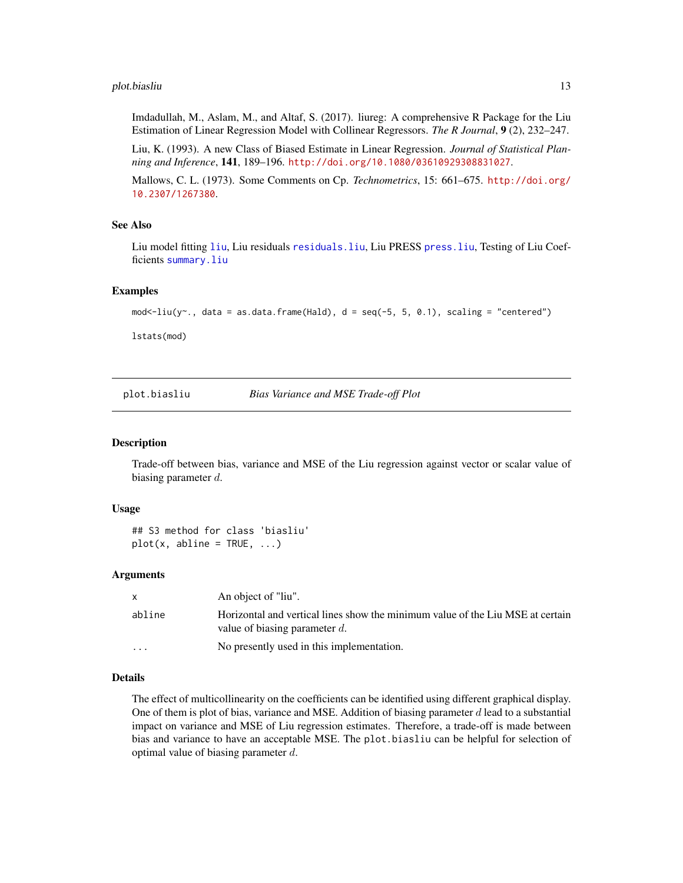Imdadullah, M., Aslam, M., and Altaf, S. (2017). liureg: A comprehensive R Package for the Liu Estimation of Linear Regression Model with Collinear Regressors. *The R Journal*, **9** (2), 232–247.

Liu, K. (1993). A new Class of Biased Estimate in Linear Regression. *Journal of Statistical Planning and Inference*, **141**, 189–196. http://doi.org/10.1080/03610929308831027.

Mallows, C. L. (1973). Some Comments on Cp. *Technometrics*, 15: 661–675. http://doi.org/10.2307/1267380.

### See Also

Liu model fitting `liu`, Liu residuals `residuals.liu`, Liu PRESS `press.liu`, Testing of Liu Coefficients `summary.liu`

### Examples

```
mod<-liu(y~., data = as.data.frame(Hald), d = seq(-5, 5, 0.1), scaling = "centered")

lstats(mod)
```

---

## plot.biasliu — *Bias Variance and MSE Trade-off Plot*

---

### Description

Trade-off between bias, variance and MSE of the Liu regression against vector or scalar value of biasing parameter $d$.

### Usage

```
## S3 method for class 'biasliu'
plot(x, abline = TRUE, ...)
```

### Arguments

| | |
|---|---|
| `x` | An object of "liu". |
| `abline` | Horizontal and vertical lines show the minimum value of the Liu MSE at certain value of biasing parameter $d$. |
| `...` | No presently used in this implementation. |

### Details

The effect of multicollinearity on the coefficients can be identified using different graphical display. One of them is plot of bias, variance and MSE. Addition of biasing parameter $d$ lead to a substantial impact on variance and MSE of Liu regression estimates. Therefore, a trade-off is made between bias and variance to have an acceptable MSE. The `plot.biasliu` can be helpful for selection of optimal value of biasing parameter $d$.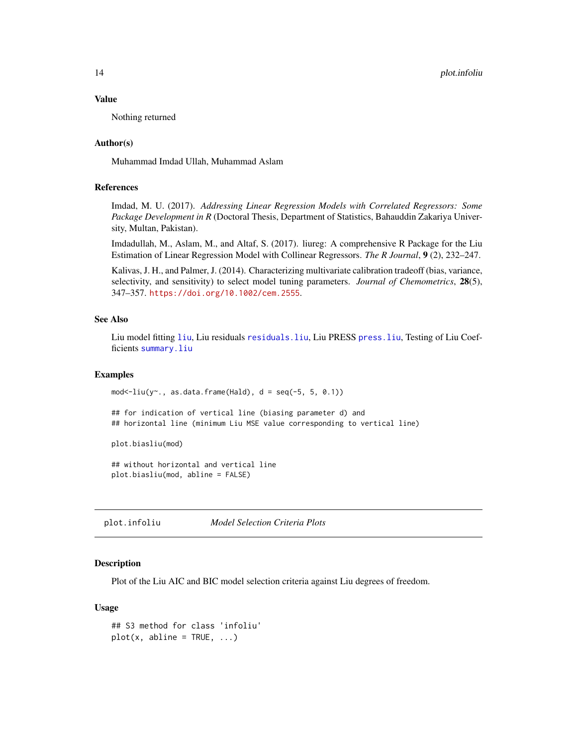### Value

Nothing returned

### Author(s)

Muhammad Imdad Ullah, Muhammad Aslam

### References

Imdad, M. U. (2017). *Addressing Linear Regression Models with Correlated Regressors: Some Package Development in R* (Doctoral Thesis, Department of Statistics, Bahauddin Zakariya University, Multan, Pakistan).

Imdadullah, M., Aslam, M., and Altaf, S. (2017). liureg: A comprehensive R Package for the Liu Estimation of Linear Regression Model with Collinear Regressors. *The R Journal*, **9** (2), 232–247.

Kalivas, J. H., and Palmer, J. (2014). Characterizing multivariate calibration tradeoff (bias, variance, selectivity, and sensitivity) to select model tuning parameters. *Journal of Chemometrics*, **28**(5), 347–357. https://doi.org/10.1002/cem.2555.

### See Also

Liu model fitting `liu`, Liu residuals `residuals.liu`, Liu PRESS `press.liu`, Testing of Liu Coefficients `summary.liu`

### Examples

```
mod<-liu(y~., as.data.frame(Hald), d = seq(-5, 5, 0.1))

## for indication of vertical line (biasing parameter d) and
## horizontal line (minimum Liu MSE value corresponding to vertical line)

plot.biasliu(mod)

## without horizontal and vertical line
plot.biasliu(mod, abline = FALSE)
```

---

## plot.infoliu    *Model Selection Criteria Plots*

### Description

Plot of the Liu AIC and BIC model selection criteria against Liu degrees of freedom.

### Usage

```
## S3 method for class 'infoliu'
plot(x, abline = TRUE, ...)
```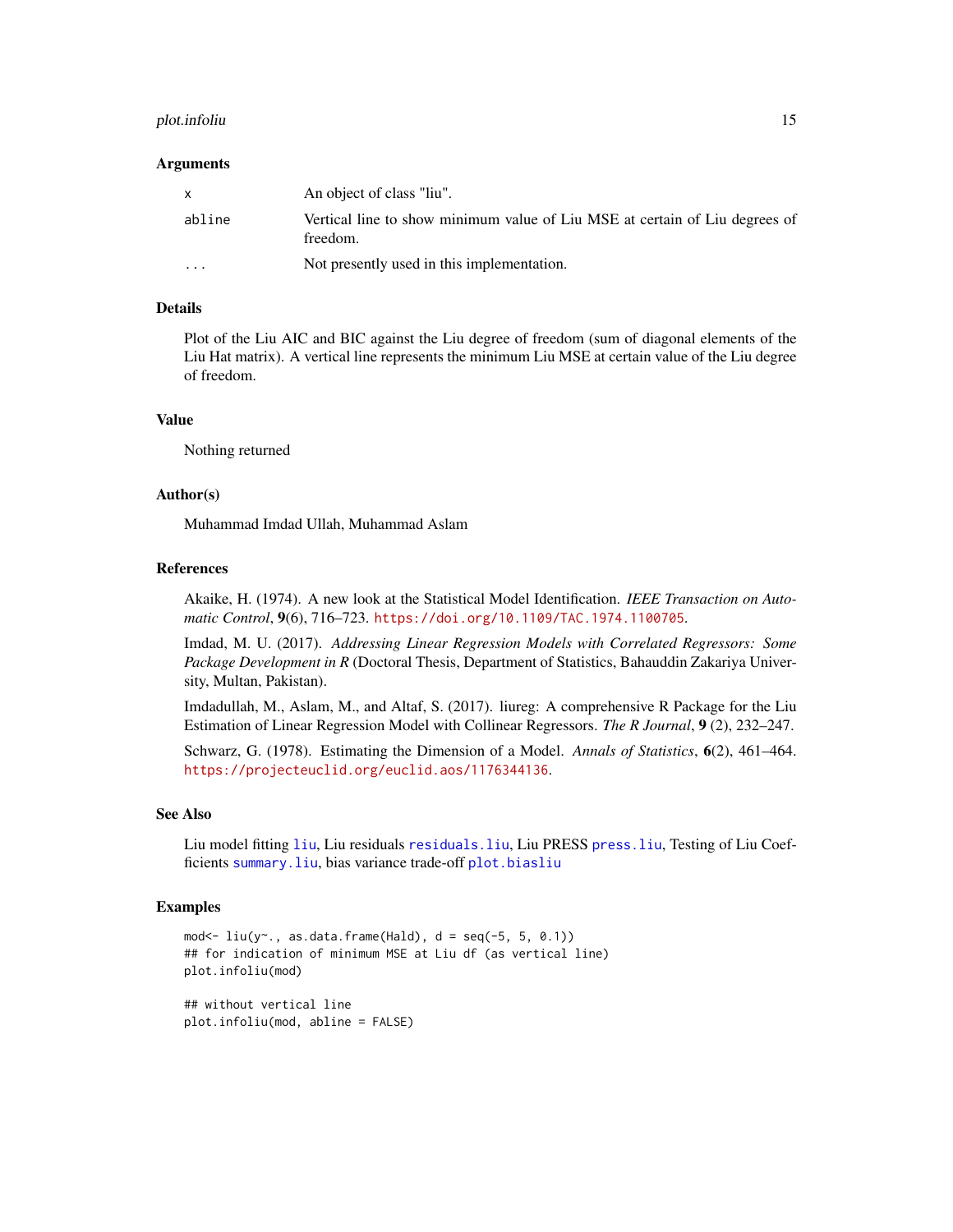### Arguments

| | |
|---|---|
| x | An object of class "liu". |
| abline | Vertical line to show minimum value of Liu MSE at certain of Liu degrees of freedom. |
| ... | Not presently used in this implementation. |

### Details

Plot of the Liu AIC and BIC against the Liu degree of freedom (sum of diagonal elements of the Liu Hat matrix). A vertical line represents the minimum Liu MSE at certain value of the Liu degree of freedom.

### Value

Nothing returned

### Author(s)

Muhammad Imdad Ullah, Muhammad Aslam

### References

Akaike, H. (1974). A new look at the Statistical Model Identification. *IEEE Transaction on Automatic Control*, **9**(6), 716–723. https://doi.org/10.1109/TAC.1974.1100705.

Imdad, M. U. (2017). *Addressing Linear Regression Models with Correlated Regressors: Some Package Development in R* (Doctoral Thesis, Department of Statistics, Bahauddin Zakariya University, Multan, Pakistan).

Imdadullah, M., Aslam, M., and Altaf, S. (2017). liureg: A comprehensive R Package for the Liu Estimation of Linear Regression Model with Collinear Regressors. *The R Journal*, **9** (2), 232–247.

Schwarz, G. (1978). Estimating the Dimension of a Model. *Annals of Statistics*, **6**(2), 461–464. https://projecteuclid.org/euclid.aos/1176344136.

### See Also

Liu model fitting `liu`, Liu residuals `residuals.liu`, Liu PRESS `press.liu`, Testing of Liu Coefficients `summary.liu`, bias variance trade-off `plot.biasliu`

### Examples

```
mod<- liu(y~., as.data.frame(Hald), d = seq(-5, 5, 0.1))
## for indication of minimum MSE at Liu df (as vertical line)
plot.infoliu(mod)

## without vertical line
plot.infoliu(mod, abline = FALSE)
```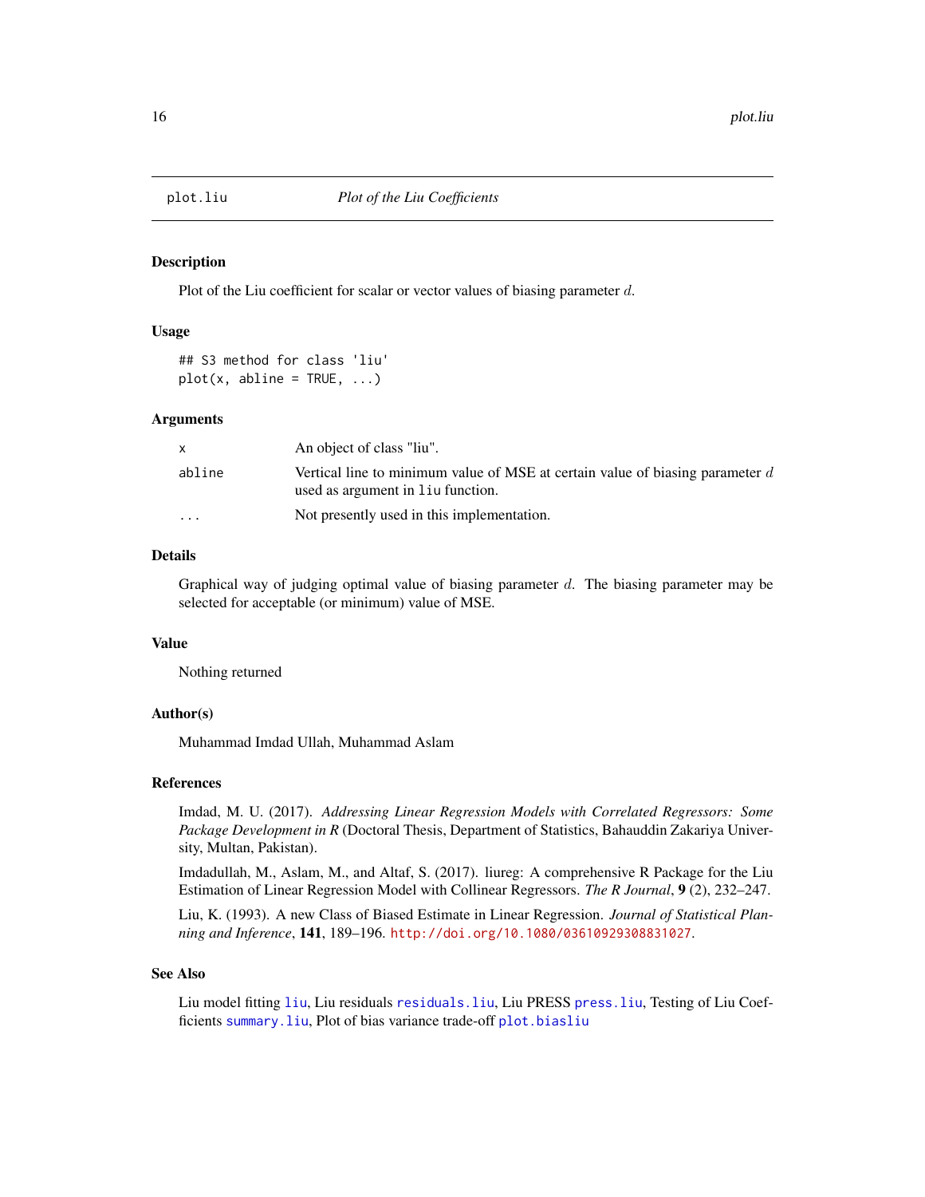# plot.liu *Plot of the Liu Coefficients*

## Description

Plot of the Liu coefficient for scalar or vector values of biasing parameter $d$.

## Usage

```
## S3 method for class 'liu'
plot(x, abline = TRUE, ...)
```

## Arguments

| | |
|---|---|
| `x` | An object of class "liu". |
| `abline` | Vertical line to minimum value of MSE at certain value of biasing parameter $d$ used as argument in `liu` function. |
| `...` | Not presently used in this implementation. |

## Details

Graphical way of judging optimal value of biasing parameter $d$. The biasing parameter may be selected for acceptable (or minimum) value of MSE.

## Value

Nothing returned

## Author(s)

Muhammad Imdad Ullah, Muhammad Aslam

## References

Imdad, M. U. (2017). *Addressing Linear Regression Models with Correlated Regressors: Some Package Development in R* (Doctoral Thesis, Department of Statistics, Bahauddin Zakariya University, Multan, Pakistan).

Imdadullah, M., Aslam, M., and Altaf, S. (2017). liureg: A comprehensive R Package for the Liu Estimation of Linear Regression Model with Collinear Regressors. *The R Journal*, **9** (2), 232–247.

Liu, K. (1993). A new Class of Biased Estimate in Linear Regression. *Journal of Statistical Planning and Inference*, **141**, 189–196. http://doi.org/10.1080/03610929308831027.

## See Also

Liu model fitting `liu`, Liu residuals `residuals.liu`, Liu PRESS `press.liu`, Testing of Liu Coefficients `summary.liu`, Plot of bias variance trade-off `plot.biasliu`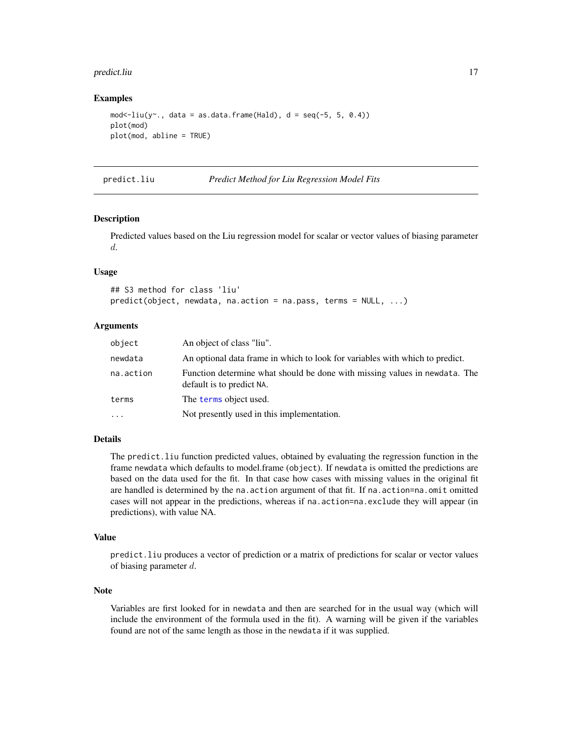## Examples

```
mod<-liu(y~., data = as.data.frame(Hald), d = seq(-5, 5, 0.4))
plot(mod)
plot(mod, abline = TRUE)
```

---

# predict.liu — *Predict Method for Liu Regression Model Fits*

---

## Description

Predicted values based on the Liu regression model for scalar or vector values of biasing parameter $d$.

## Usage

```
## S3 method for class 'liu'
predict(object, newdata, na.action = na.pass, terms = NULL, ...)
```

## Arguments

| | |
|---|---|
| object | An object of class "liu". |
| newdata | An optional data frame in which to look for variables with which to predict. |
| na.action | Function determine what should be done with missing values in newdata. The default is to predict NA. |
| terms | The terms object used. |
| ... | Not presently used in this implementation. |

## Details

The predict.liu function predicted values, obtained by evaluating the regression function in the frame newdata which defaults to model.frame (object). If newdata is omitted the predictions are based on the data used for the fit. In that case how cases with missing values in the original fit are handled is determined by the na.action argument of that fit. If na.action=na.omit omitted cases will not appear in the predictions, whereas if na.action=na.exclude they will appear (in predictions), with value NA.

## Value

predict.liu produces a vector of prediction or a matrix of predictions for scalar or vector values of biasing parameter $d$.

## Note

Variables are first looked for in newdata and then are searched for in the usual way (which will include the environment of the formula used in the fit). A warning will be given if the variables found are not of the same length as those in the newdata if it was supplied.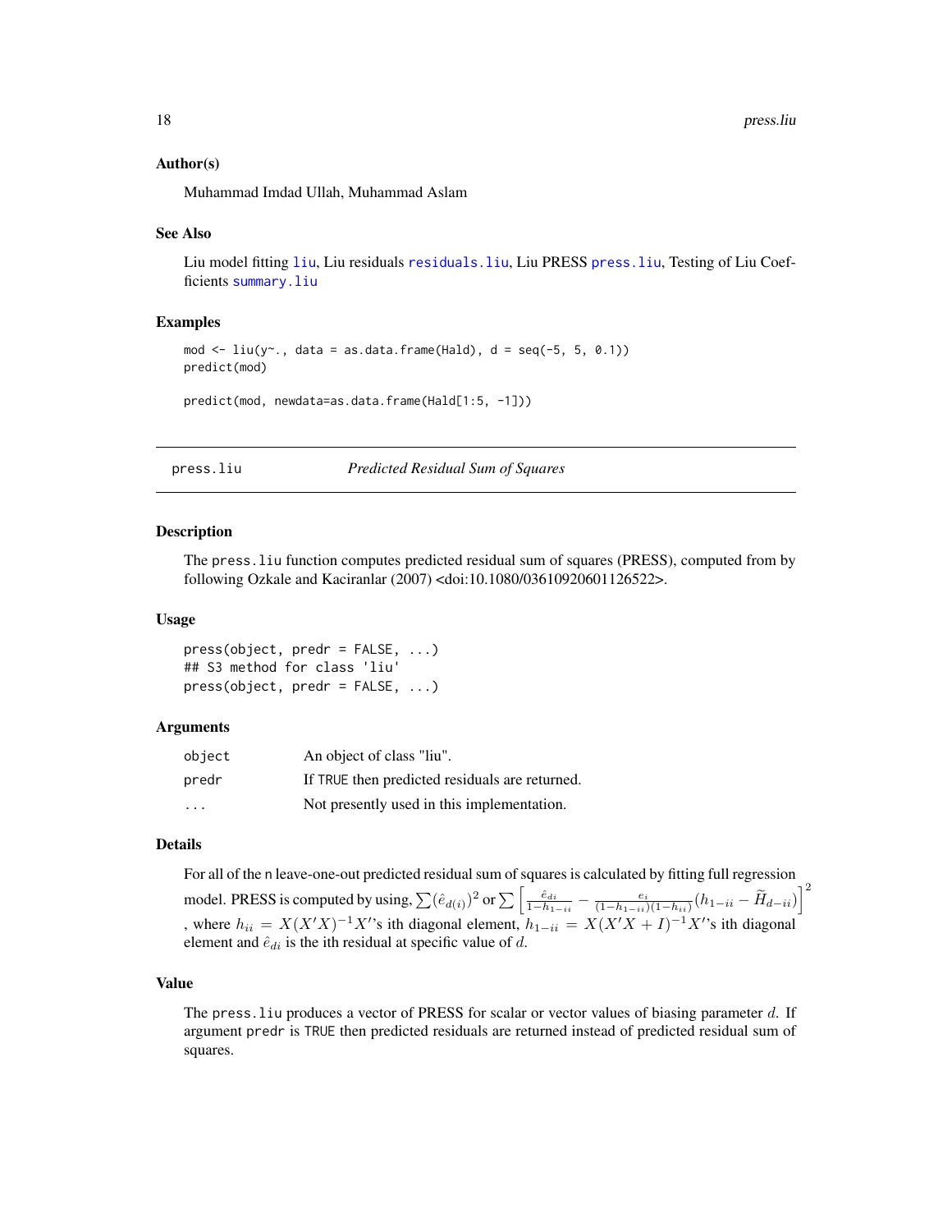## Author(s)

Muhammad Imdad Ullah, Muhammad Aslam

## See Also

Liu model fitting liu, Liu residuals residuals.liu, Liu PRESS press.liu, Testing of Liu Coefficients summary.liu

## Examples

```
mod <- liu(y~., data = as.data.frame(Hald), d = seq(-5, 5, 0.1))
predict(mod)

predict(mod, newdata=as.data.frame(Hald[1:5, -1]))
```

---

press.liu *Predicted Residual Sum of Squares*

---

## Description

The press.liu function computes predicted residual sum of squares (PRESS), computed from by following Ozkale and Kaciranlar (2007) <doi:10.1080/03610920601126522>.

## Usage

```
press(object, predr = FALSE, ...)
## S3 method for class 'liu'
press(object, predr = FALSE, ...)
```

## Arguments

| | |
|---|---|
| object | An object of class "liu". |
| predr | If TRUE then predicted residuals are returned. |
| ... | Not presently used in this implementation. |

## Details

For all of the n leave-one-out predicted residual sum of squares is calculated by fitting full regression model. PRESS is computed by using, $\sum(\hat{e}_{d(i)})^2$ or $\sum\left[\frac{\hat{e}_{di}}{1-h_{1-ii}} - \frac{e_i}{(1-h_{1-ii})(1-h_{ii})}(h_{1-ii} - \widetilde{H}_{d-ii})\right]^2$ , where $h_{ii} = X(X'X)^{-1}X'$'s ith diagonal element, $h_{1-ii} = X(X'X + I)^{-1}X'$'s ith diagonal element and $\hat{e}_{di}$ is the ith residual at specific value of $d$.

## Value

The press.liu produces a vector of PRESS for scalar or vector values of biasing parameter $d$. If argument predr is TRUE then predicted residuals are returned instead of predicted residual sum of squares.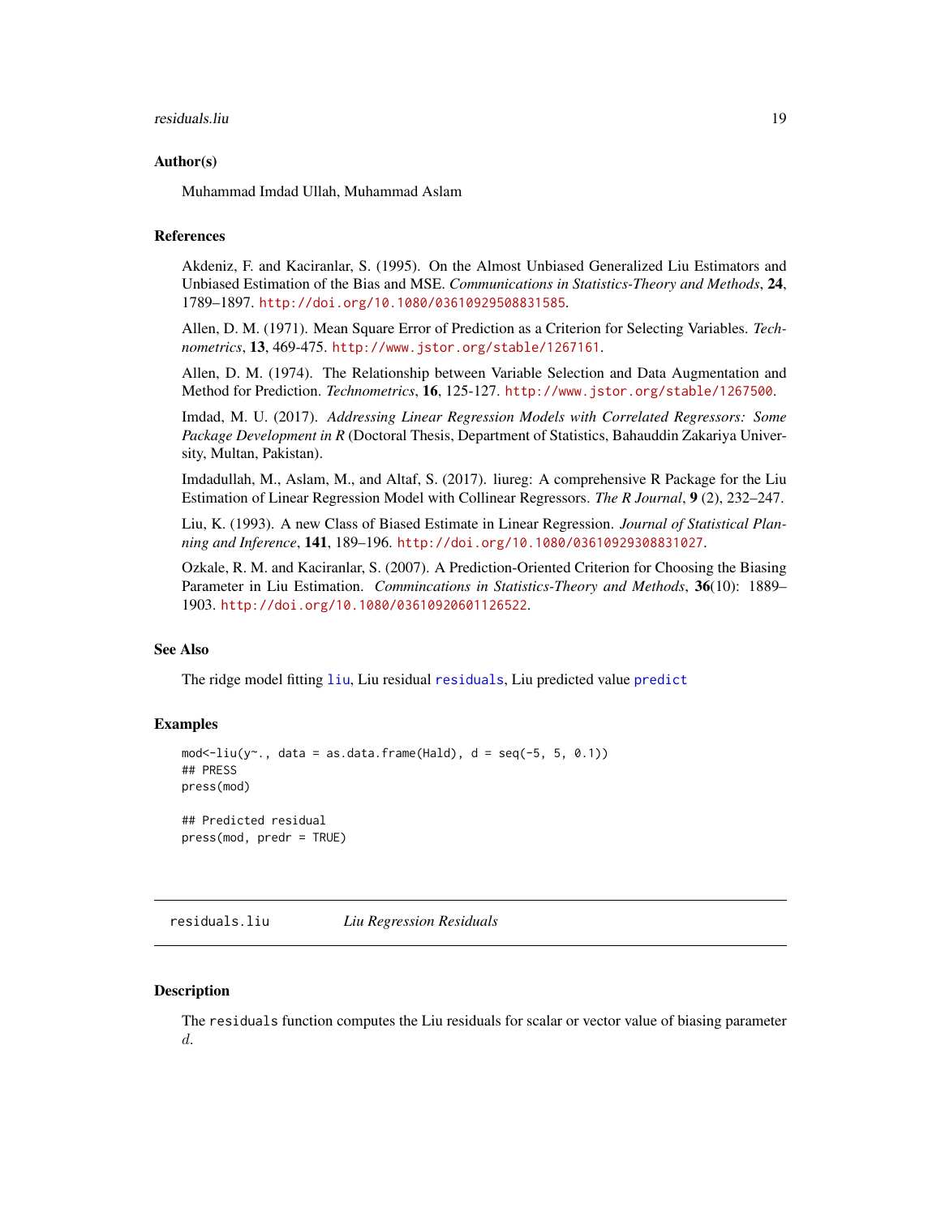### Author(s)

Muhammad Imdad Ullah, Muhammad Aslam

### References

Akdeniz, F. and Kaciranlar, S. (1995). On the Almost Unbiased Generalized Liu Estimators and Unbiased Estimation of the Bias and MSE. *Communications in Statistics-Theory and Methods*, **24**, 1789–1897. http://doi.org/10.1080/03610929508831585.

Allen, D. M. (1971). Mean Square Error of Prediction as a Criterion for Selecting Variables. *Technometrics*, **13**, 469-475. http://www.jstor.org/stable/1267161.

Allen, D. M. (1974). The Relationship between Variable Selection and Data Augmentation and Method for Prediction. *Technometrics*, **16**, 125-127. http://www.jstor.org/stable/1267500.

Imdad, M. U. (2017). *Addressing Linear Regression Models with Correlated Regressors: Some Package Development in R* (Doctoral Thesis, Department of Statistics, Bahauddin Zakariya University, Multan, Pakistan).

Imdadullah, M., Aslam, M., and Altaf, S. (2017). liureg: A comprehensive R Package for the Liu Estimation of Linear Regression Model with Collinear Regressors. *The R Journal*, **9** (2), 232–247.

Liu, K. (1993). A new Class of Biased Estimate in Linear Regression. *Journal of Statistical Planning and Inference*, **141**, 189–196. http://doi.org/10.1080/03610929308831027.

Ozkale, R. M. and Kaciranlar, S. (2007). A Prediction-Oriented Criterion for Choosing the Biasing Parameter in Liu Estimation. *Commincations in Statistics-Theory and Methods*, **36**(10): 1889–1903. http://doi.org/10.1080/03610920601126522.

### See Also

The ridge model fitting `liu`, Liu residual `residuals`, Liu predicted value `predict`

### Examples

```
mod<-liu(y~., data = as.data.frame(Hald), d = seq(-5, 5, 0.1))
## PRESS
press(mod)

## Predicted residual
press(mod, predr = TRUE)
```

---

## residuals.liu — *Liu Regression Residuals*

### Description

The `residuals` function computes the Liu residuals for scalar or vector value of biasing parameter $d$.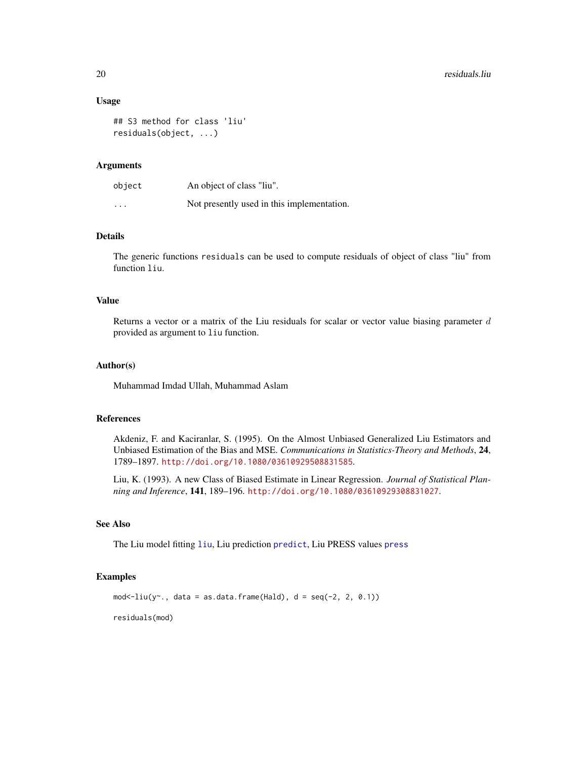### Usage

```
## S3 method for class 'liu'
residuals(object, ...)
```

### Arguments

| | |
|---|---|
| object | An object of class "liu". |
| ... | Not presently used in this implementation. |

### Details

The generic functions `residuals` can be used to compute residuals of object of class "liu" from function `liu`.

### Value

Returns a vector or a matrix of the Liu residuals for scalar or vector value biasing parameter $d$ provided as argument to `liu` function.

### Author(s)

Muhammad Imdad Ullah, Muhammad Aslam

### References

Akdeniz, F. and Kaciranlar, S. (1995). On the Almost Unbiased Generalized Liu Estimators and Unbiased Estimation of the Bias and MSE. *Communications in Statistics-Theory and Methods*, **24**, 1789–1897. http://doi.org/10.1080/03610929508831585.

Liu, K. (1993). A new Class of Biased Estimate in Linear Regression. *Journal of Statistical Planning and Inference*, **141**, 189–196. http://doi.org/10.1080/03610929308831027.

### See Also

The Liu model fitting `liu`, Liu prediction `predict`, Liu PRESS values `press`

### Examples

```
mod<-liu(y~., data = as.data.frame(Hald), d = seq(-2, 2, 0.1))

residuals(mod)
```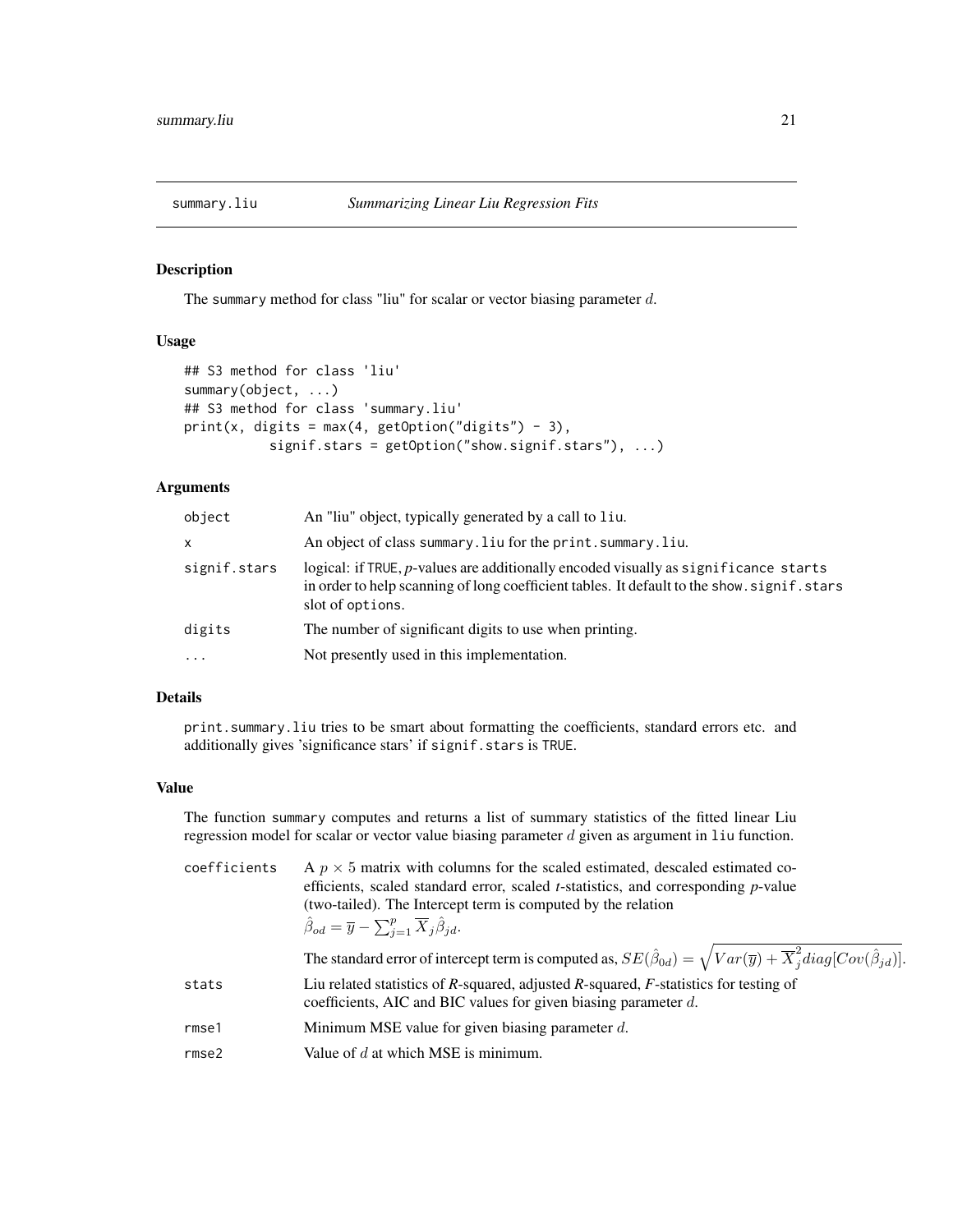## summary.liu — *Summarizing Linear Liu Regression Fits*

### Description

The `summary` method for class "liu" for scalar or vector biasing parameter $d$.

### Usage

```
## S3 method for class 'liu'
summary(object, ...)
## S3 method for class 'summary.liu'
print(x, digits = max(4, getOption("digits") - 3),
          signif.stars = getOption("show.signif.stars"), ...)
```

### Arguments

| | |
|---|---|
| `object` | An "liu" object, typically generated by a call to `liu`. |
| `x` | An object of class `summary.liu` for the `print.summary.liu`. |
| `signif.stars` | logical: if `TRUE`, *p*-values are additionally encoded visually as `significance starts` in order to help scanning of long coefficient tables. It default to the `show.signif.stars` slot of `options`. |
| `digits` | The number of significant digits to use when printing. |
| `...` | Not presently used in this implementation. |

### Details

`print.summary.liu` tries to be smart about formatting the coefficients, standard errors etc. and additionally gives 'significance stars' if `signif.stars` is `TRUE`.

### Value

The function `summary` computes and returns a list of summary statistics of the fitted linear Liu regression model for scalar or vector value biasing parameter $d$ given as argument in `liu` function.

| | |
|---|---|
| `coefficients` | A $p \times 5$ matrix with columns for the scaled estimated, descaled estimated coefficients, scaled standard error, scaled *t*-statistics, and corresponding *p*-value (two-tailed). The Intercept term is computed by the relation $\hat{\beta}_{od} = \overline{y} - \sum_{j=1}^{p} \overline{X}_j \hat{\beta}_{jd}$. The standard error of intercept term is computed as, $SE(\hat{\beta}_{0d}) = \sqrt{Var(\overline{y}) + \overline{X}_j^2 diag[Cov(\hat{\beta}_{jd})]}$. |
| `stats` | Liu related statistics of *R*-squared, adjusted *R*-squared, *F*-statistics for testing of coefficients, AIC and BIC values for given biasing parameter $d$. |
| `rmse1` | Minimum MSE value for given biasing parameter $d$. |
| `rmse2` | Value of $d$ at which MSE is minimum. |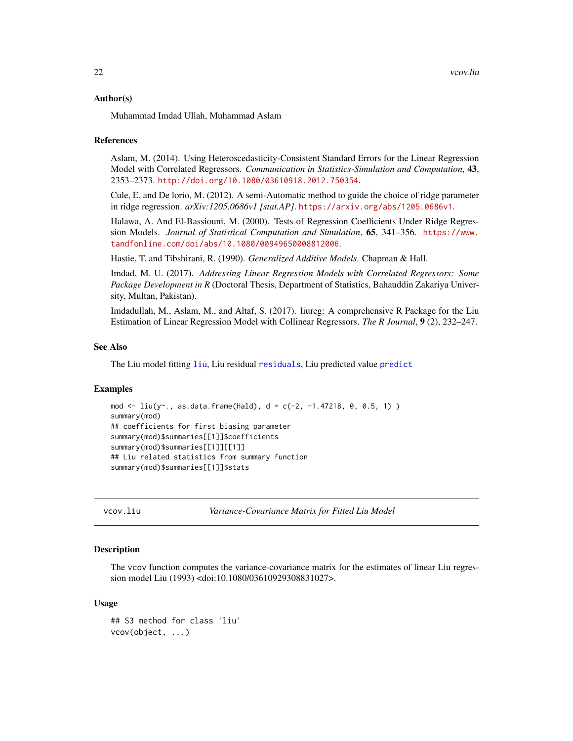### Author(s)

Muhammad Imdad Ullah, Muhammad Aslam

### References

Aslam, M. (2014). Using Heteroscedasticity-Consistent Standard Errors for the Linear Regression Model with Correlated Regressors. *Communication in Statistics-Simulation and Computation*, **43**, 2353–2373. http://doi.org/10.1080/03610918.2012.750354.

Cule, E. and De lorio, M. (2012). A semi-Automatic method to guide the choice of ridge parameter in ridge regression. *arXiv:1205.0686v1 [stat.AP]*. https://arxiv.org/abs/1205.0686v1.

Halawa, A. And El-Bassiouni, M. (2000). Tests of Regression Coefficients Under Ridge Regression Models. *Journal of Statistical Computation and Simulation*, **65**, 341–356. https://www.tandfonline.com/doi/abs/10.1080/00949650008812006.

Hastie, T. and Tibshirani, R. (1990). *Generalized Additive Models*. Chapman & Hall.

Imdad, M. U. (2017). *Addressing Linear Regression Models with Correlated Regressors: Some Package Development in R* (Doctoral Thesis, Department of Statistics, Bahauddin Zakariya University, Multan, Pakistan).

Imdadullah, M., Aslam, M., and Altaf, S. (2017). liureg: A comprehensive R Package for the Liu Estimation of Linear Regression Model with Collinear Regressors. *The R Journal*, **9** (2), 232–247.

### See Also

The Liu model fitting liu, Liu residual residuals, Liu predicted value predict

### Examples

```
mod <- liu(y~., as.data.frame(Hald), d = c(-2, -1.47218, 0, 0.5, 1) )
summary(mod)
## coefficients for first biasing parameter
summary(mod)$summaries[[1]]$coefficients
summary(mod)$summaries[[1]][[1]]
## Liu related statistics from summary function
summary(mod)$summaries[[1]]$stats
```

---

## vcov.liu — *Variance-Covariance Matrix for Fitted Liu Model*

### Description

The vcov function computes the variance-covariance matrix for the estimates of linear Liu regression model Liu (1993) <doi:10.1080/03610929308831027>.

### Usage

```
## S3 method for class 'liu'
vcov(object, ...)
```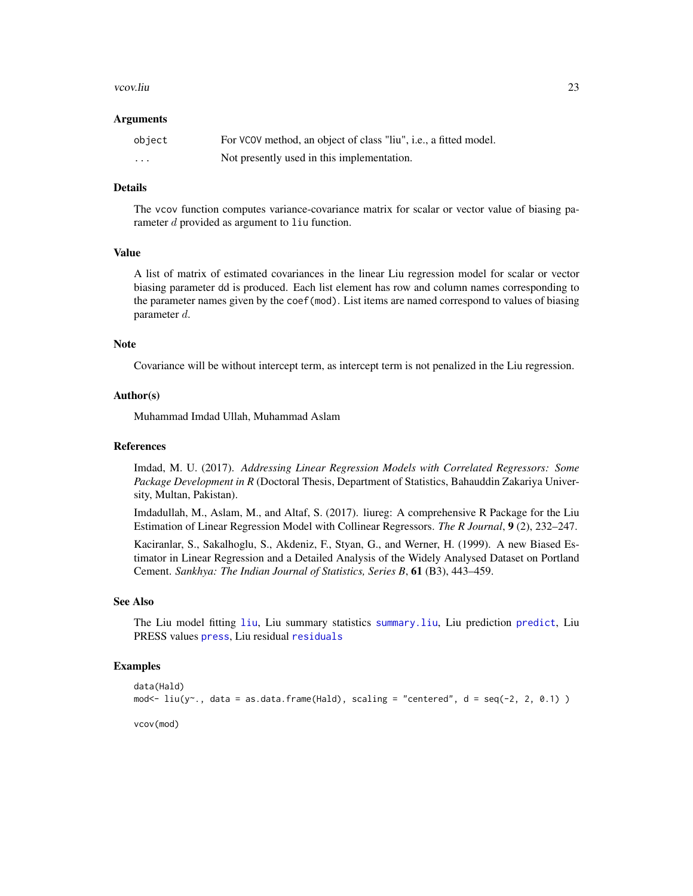### Arguments

| | |
|---|---|
| `object` | For VCOV method, an object of class "liu", i.e., a fitted model. |
| `...` | Not presently used in this implementation. |

### Details

The vcov function computes variance-covariance matrix for scalar or vector value of biasing parameter $d$ provided as argument to liu function.

### Value

A list of matrix of estimated covariances in the linear Liu regression model for scalar or vector biasing parameter dd is produced. Each list element has row and column names corresponding to the parameter names given by the coef(mod). List items are named correspond to values of biasing parameter $d$.

### Note

Covariance will be without intercept term, as intercept term is not penalized in the Liu regression.

### Author(s)

Muhammad Imdad Ullah, Muhammad Aslam

### References

Imdad, M. U. (2017). *Addressing Linear Regression Models with Correlated Regressors: Some Package Development in R* (Doctoral Thesis, Department of Statistics, Bahauddin Zakariya University, Multan, Pakistan).

Imdadullah, M., Aslam, M., and Altaf, S. (2017). liureg: A comprehensive R Package for the Liu Estimation of Linear Regression Model with Collinear Regressors. *The R Journal*, **9** (2), 232–247.

Kaciranlar, S., Sakalhoglu, S., Akdeniz, F., Styan, G., and Werner, H. (1999). A new Biased Estimator in Linear Regression and a Detailed Analysis of the Widely Analysed Dataset on Portland Cement. *Sankhya: The Indian Journal of Statistics, Series B*, **61** (B3), 443–459.

### See Also

The Liu model fitting `liu`, Liu summary statistics `summary.liu`, Liu prediction `predict`, Liu PRESS values `press`, Liu residual `residuals`

### Examples

```
data(Hald)
mod<- liu(y~., data = as.data.frame(Hald), scaling = "centered", d = seq(-2, 2, 0.1) )

vcov(mod)
```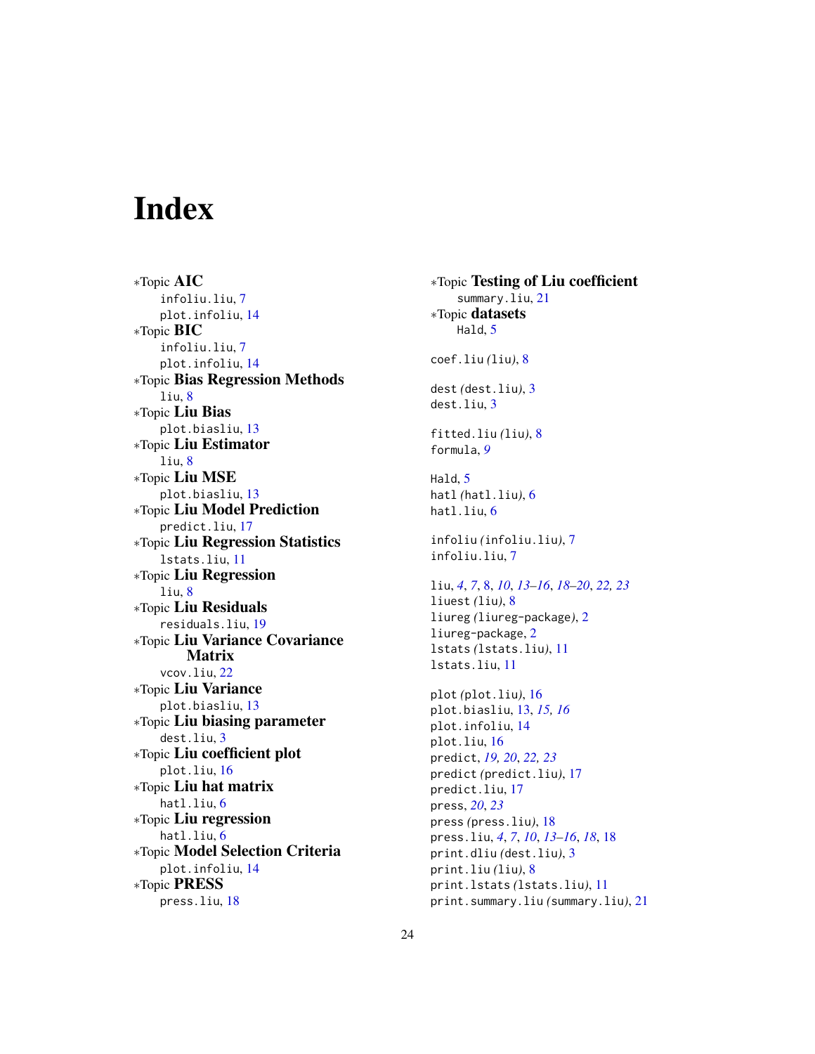# Index

*Topic **AIC**
    infoliu.liu, 7
    plot.infoliu, 14
*Topic **BIC**
    infoliu.liu, 7
    plot.infoliu, 14
*Topic **Bias Regression Methods**
    liu, 8
*Topic **Liu Bias**
    plot.biasliu, 13
*Topic **Liu Estimator**
    liu, 8
*Topic **Liu MSE**
    plot.biasliu, 13
*Topic **Liu Model Prediction**
    predict.liu, 17
*Topic **Liu Regression Statistics**
    lstats.liu, 11
*Topic **Liu Regression**
    liu, 8
*Topic **Liu Residuals**
    residuals.liu, 19
*Topic **Liu Variance Covariance Matrix**
    vcov.liu, 22
*Topic **Liu Variance**
    plot.biasliu, 13
*Topic **Liu biasing parameter**
    dest.liu, 3
*Topic **Liu coefficient plot**
    plot.liu, 16
*Topic **Liu hat matrix**
    hatl.liu, 6
*Topic **Liu regression**
    hatl.liu, 6
*Topic **Model Selection Criteria**
    plot.infoliu, 14
*Topic **PRESS**
    press.liu, 18
*Topic **Testing of Liu coefficient**
    summary.liu, 21
*Topic **datasets**
    Hald, 5

coef.liu *(*liu*)*, 8

dest *(*dest.liu*)*, 3
dest.liu, 3

fitted.liu *(*liu*)*, 8
formula, *9*

Hald, 5
hatl *(*hatl.liu*)*, 6
hatl.liu, 6

infoliu *(*infoliu.liu*)*, 7
infoliu.liu, 7

liu, *4*, *7*, 8, *10*, *13–16*, *18–20*, *22*, *23*
liuest *(*liu*)*, 8
liureg *(*liureg-package*)*, 2
liureg-package, 2
lstats *(*lstats.liu*)*, 11
lstats.liu, 11

plot *(*plot.liu*)*, 16
plot.biasliu, 13, *15*, *16*
plot.infoliu, 14
plot.liu, 16
predict, *19*, *20*, *22*, *23*
predict *(*predict.liu*)*, 17
predict.liu, 17
press, *20*, *23*
press *(*press.liu*)*, 18
press.liu, *4*, *7*, *10*, *13–16*, *18*, 18
print.dliu *(*dest.liu*)*, 3
print.liu *(*liu*)*, 8
print.lstats *(*lstats.liu*)*, 11
print.summary.liu *(*summary.liu*)*, 21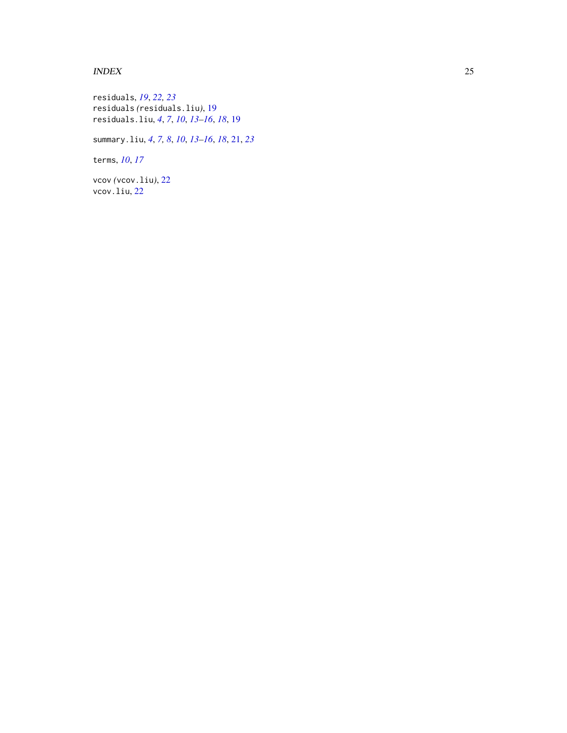residuals, *19*, *22, 23*
residuals *(*residuals.liu*)*, 19
residuals.liu, *4*, *7*, *10*, *13–16*, *18*, 19

summary.liu, *4*, *7, 8*, *10*, *13–16*, *18*, 21, *23*

terms, *10*, *17*

vcov *(*vcov.liu*)*, 22
vcov.liu, 22